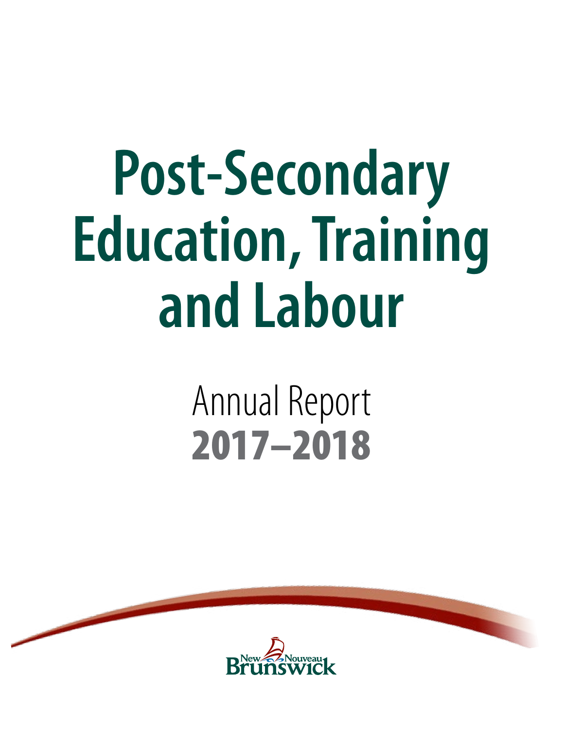# Post-Secondary Education, Training and Labour

## Annual Report

## 2017–2018

New Nouveau Brunswick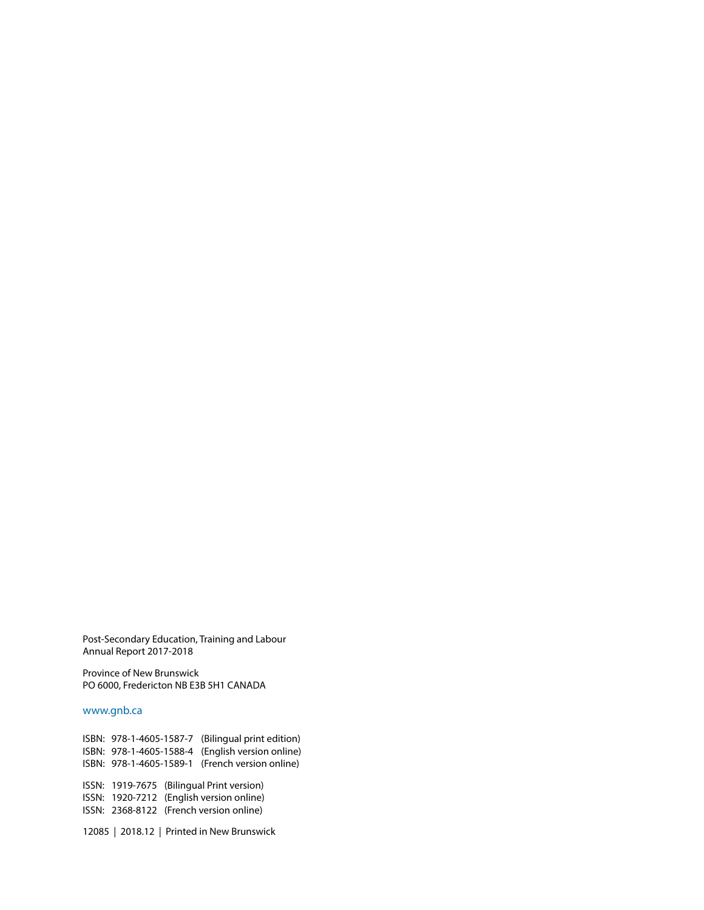Post-Secondary Education, Training and Labour
Annual Report 2017-2018

Province of New Brunswick
PO 6000, Fredericton NB E3B 5H1 CANADA

www.gnb.ca

ISBN: 978-1-4605-1587-7 (Bilingual print edition)
ISBN: 978-1-4605-1588-4 (English version online)
ISBN: 978-1-4605-1589-1 (French version online)

ISSN: 1919-7675 (Bilingual Print version)
ISSN: 1920-7212 (English version online)
ISSN: 2368-8122 (French version online)

12085 | 2018.12 | Printed in New Brunswick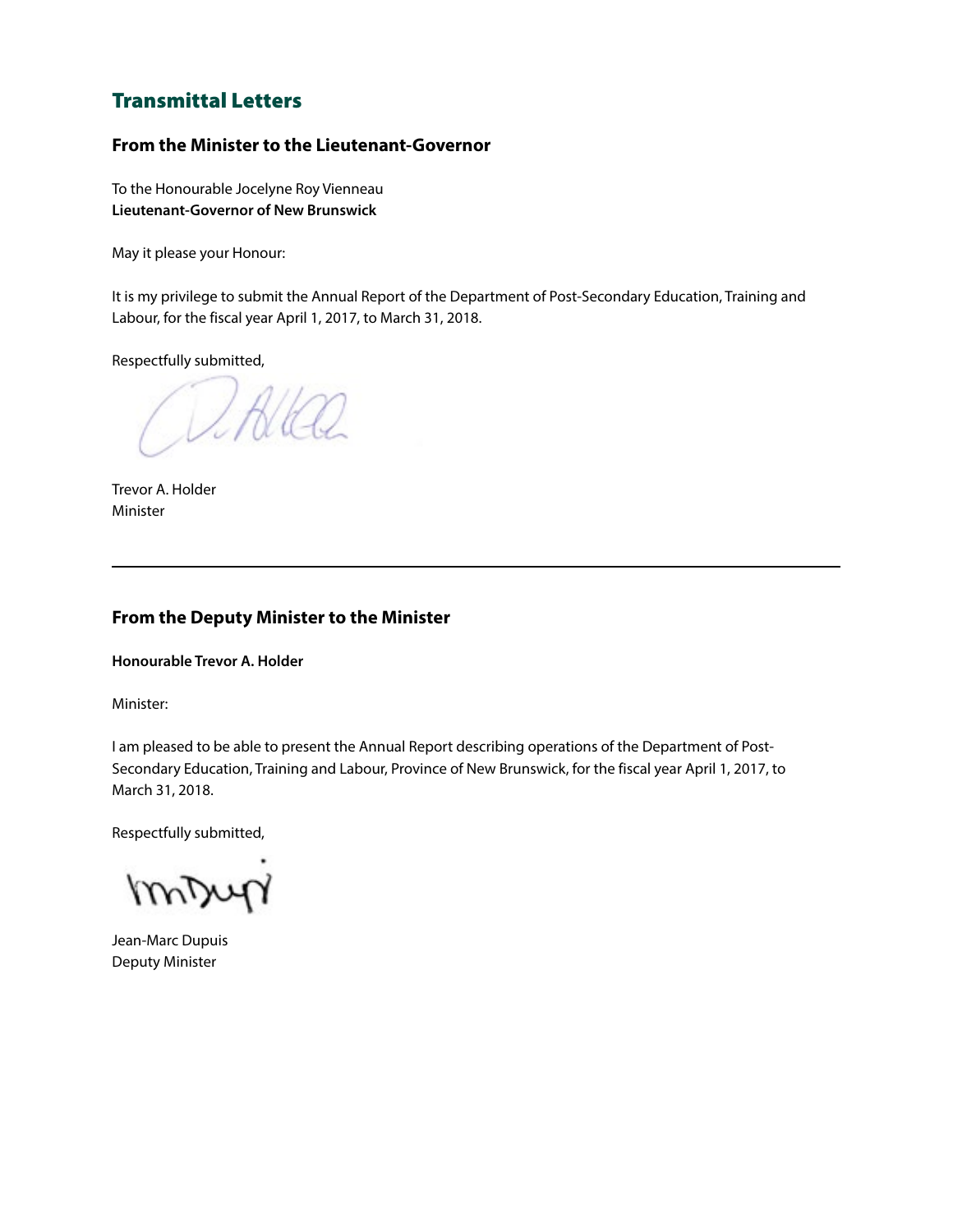## Transmittal Letters

### From the Minister to the Lieutenant-Governor

To the Honourable Jocelyne Roy Vienneau
**Lieutenant-Governor of New Brunswick**

May it please your Honour:

It is my privilege to submit the Annual Report of the Department of Post-Secondary Education, Training and Labour, for the fiscal year April 1, 2017, to March 31, 2018.

Respectfully submitted,

Trevor A. Holder
Minister

---

### From the Deputy Minister to the Minister

**Honourable Trevor A. Holder**

Minister:

I am pleased to be able to present the Annual Report describing operations of the Department of Post-Secondary Education, Training and Labour, Province of New Brunswick, for the fiscal year April 1, 2017, to March 31, 2018.

Respectfully submitted,

Jean-Marc Dupuis
Deputy Minister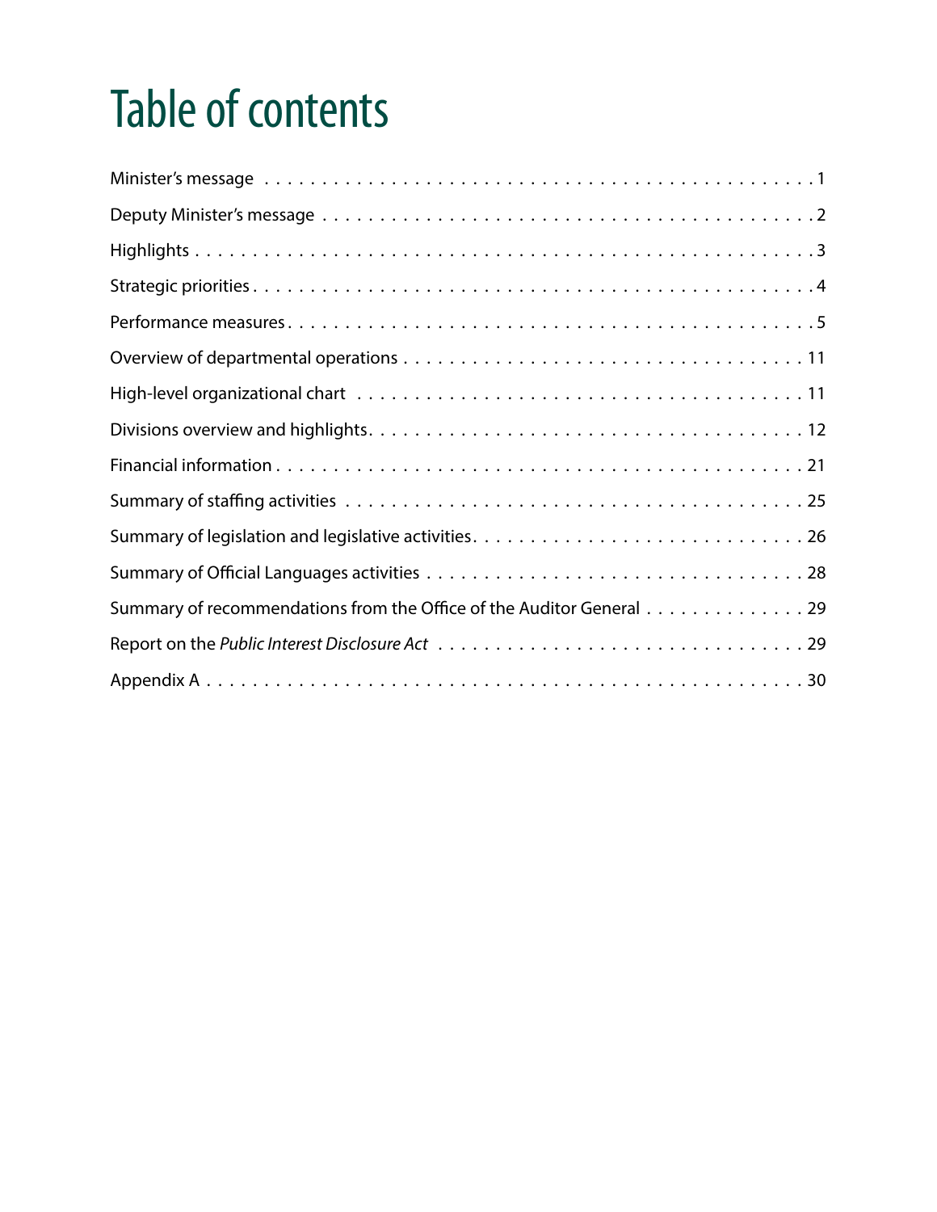# Table of contents

| | |
|---|---|
| Minister's message | 1 |
| Deputy Minister's message | 2 |
| Highlights | 3 |
| Strategic priorities | 4 |
| Performance measures | 5 |
| Overview of departmental operations | 11 |
| High-level organizational chart | 11 |
| Divisions overview and highlights | 12 |
| Financial information | 21 |
| Summary of staffing activities | 25 |
| Summary of legislation and legislative activities | 26 |
| Summary of Official Languages activities | 28 |
| Summary of recommendations from the Office of the Auditor General | 29 |
| Report on the *Public Interest Disclosure Act* | 29 |
| Appendix A | 30 |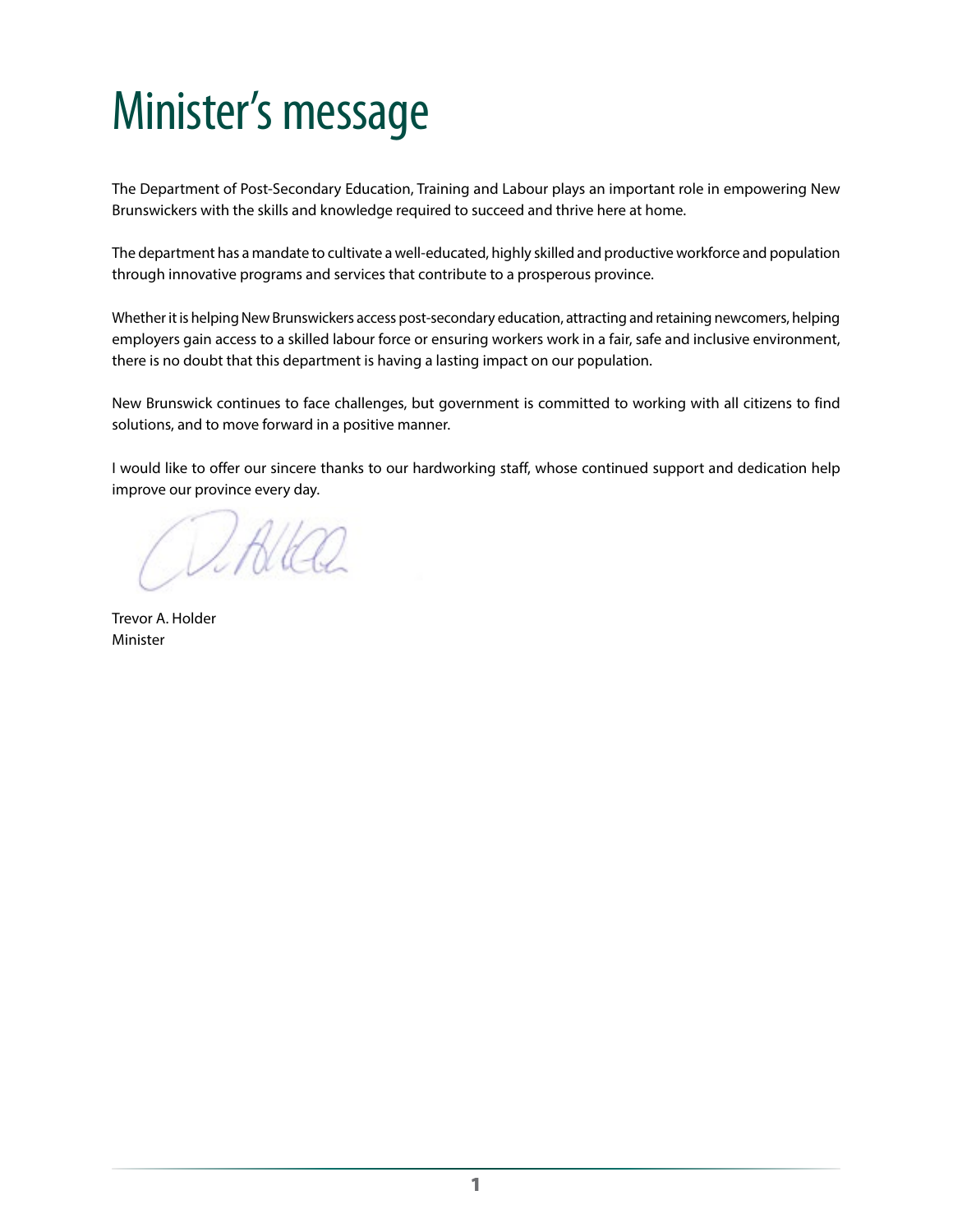# Minister's message

The Department of Post-Secondary Education, Training and Labour plays an important role in empowering New Brunswickers with the skills and knowledge required to succeed and thrive here at home.

The department has a mandate to cultivate a well-educated, highly skilled and productive workforce and population through innovative programs and services that contribute to a prosperous province.

Whether it is helping New Brunswickers access post-secondary education, attracting and retaining newcomers, helping employers gain access to a skilled labour force or ensuring workers work in a fair, safe and inclusive environment, there is no doubt that this department is having a lasting impact on our population.

New Brunswick continues to face challenges, but government is committed to working with all citizens to find solutions, and to move forward in a positive manner.

I would like to offer our sincere thanks to our hardworking staff, whose continued support and dedication help improve our province every day.

Trevor A. Holder
Minister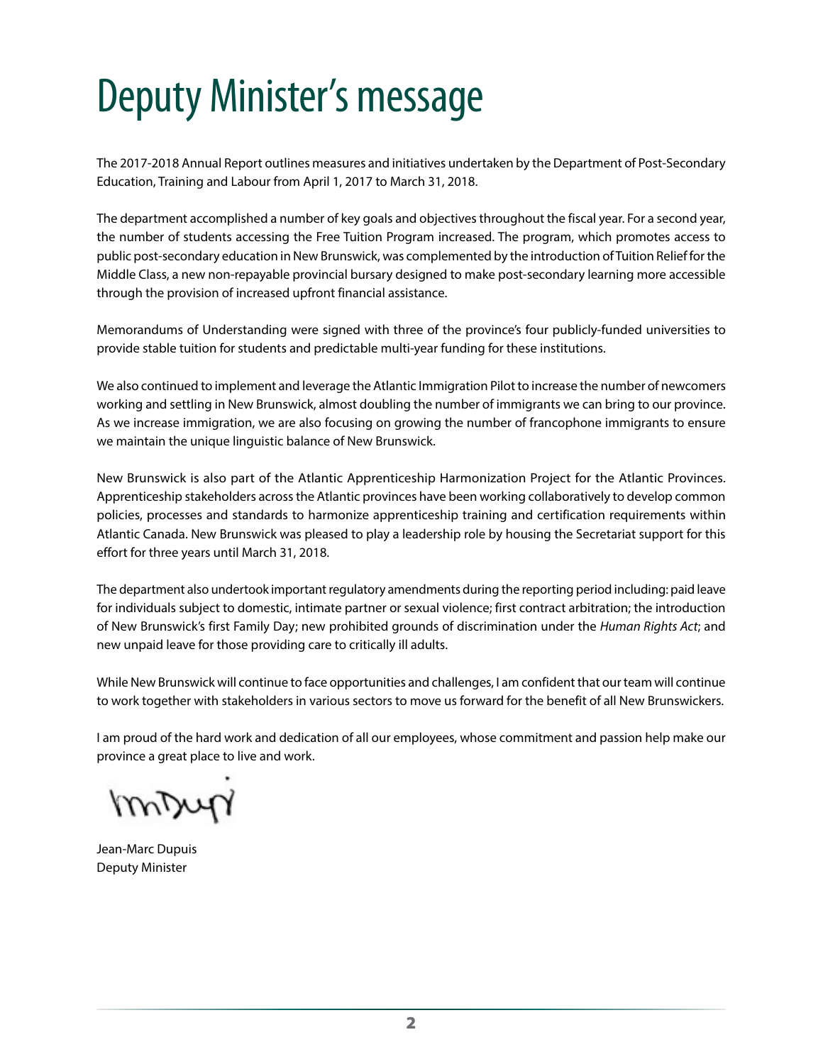# Deputy Minister's message

The 2017-2018 Annual Report outlines measures and initiatives undertaken by the Department of Post-Secondary Education, Training and Labour from April 1, 2017 to March 31, 2018.

The department accomplished a number of key goals and objectives throughout the fiscal year. For a second year, the number of students accessing the Free Tuition Program increased. The program, which promotes access to public post-secondary education in New Brunswick, was complemented by the introduction of Tuition Relief for the Middle Class, a new non-repayable provincial bursary designed to make post-secondary learning more accessible through the provision of increased upfront financial assistance.

Memorandums of Understanding were signed with three of the province's four publicly-funded universities to provide stable tuition for students and predictable multi-year funding for these institutions.

We also continued to implement and leverage the Atlantic Immigration Pilot to increase the number of newcomers working and settling in New Brunswick, almost doubling the number of immigrants we can bring to our province. As we increase immigration, we are also focusing on growing the number of francophone immigrants to ensure we maintain the unique linguistic balance of New Brunswick.

New Brunswick is also part of the Atlantic Apprenticeship Harmonization Project for the Atlantic Provinces. Apprenticeship stakeholders across the Atlantic provinces have been working collaboratively to develop common policies, processes and standards to harmonize apprenticeship training and certification requirements within Atlantic Canada. New Brunswick was pleased to play a leadership role by housing the Secretariat support for this effort for three years until March 31, 2018.

The department also undertook important regulatory amendments during the reporting period including: paid leave for individuals subject to domestic, intimate partner or sexual violence; first contract arbitration; the introduction of New Brunswick's first Family Day; new prohibited grounds of discrimination under the *Human Rights Act*; and new unpaid leave for those providing care to critically ill adults.

While New Brunswick will continue to face opportunities and challenges, I am confident that our team will continue to work together with stakeholders in various sectors to move us forward for the benefit of all New Brunswickers.

I am proud of the hard work and dedication of all our employees, whose commitment and passion help make our province a great place to live and work.

Jean-Marc Dupuis
Deputy Minister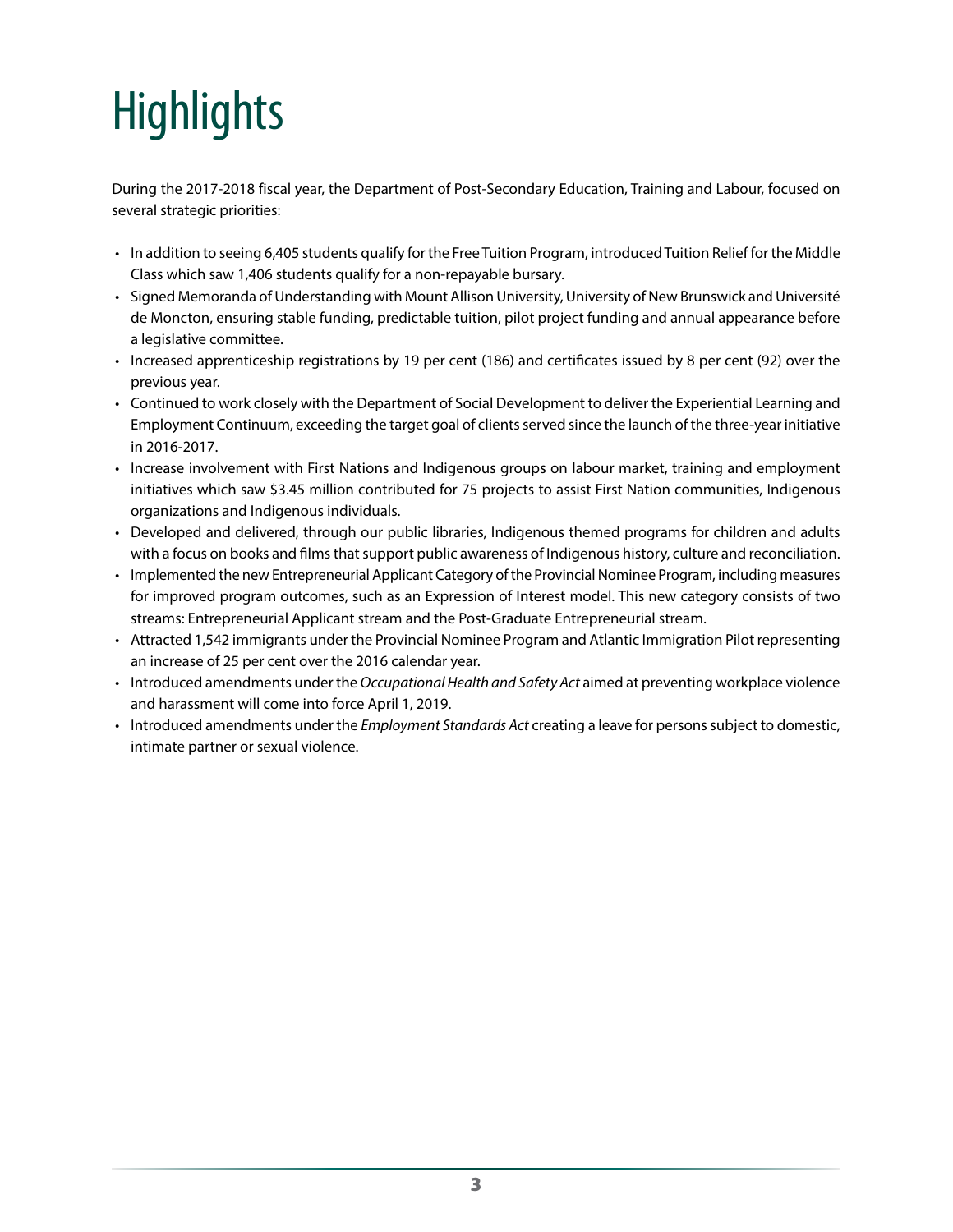# Highlights

During the 2017-2018 fiscal year, the Department of Post-Secondary Education, Training and Labour, focused on several strategic priorities:

- In addition to seeing 6,405 students qualify for the Free Tuition Program, introduced Tuition Relief for the Middle Class which saw 1,406 students qualify for a non-repayable bursary.
- Signed Memoranda of Understanding with Mount Allison University, University of New Brunswick and Université de Moncton, ensuring stable funding, predictable tuition, pilot project funding and annual appearance before a legislative committee.
- Increased apprenticeship registrations by 19 per cent (186) and certificates issued by 8 per cent (92) over the previous year.
- Continued to work closely with the Department of Social Development to deliver the Experiential Learning and Employment Continuum, exceeding the target goal of clients served since the launch of the three-year initiative in 2016-2017.
- Increase involvement with First Nations and Indigenous groups on labour market, training and employment initiatives which saw $3.45 million contributed for 75 projects to assist First Nation communities, Indigenous organizations and Indigenous individuals.
- Developed and delivered, through our public libraries, Indigenous themed programs for children and adults with a focus on books and films that support public awareness of Indigenous history, culture and reconciliation.
- Implemented the new Entrepreneurial Applicant Category of the Provincial Nominee Program, including measures for improved program outcomes, such as an Expression of Interest model. This new category consists of two streams: Entrepreneurial Applicant stream and the Post-Graduate Entrepreneurial stream.
- Attracted 1,542 immigrants under the Provincial Nominee Program and Atlantic Immigration Pilot representing an increase of 25 per cent over the 2016 calendar year.
- Introduced amendments under the *Occupational Health and Safety Act* aimed at preventing workplace violence and harassment will come into force April 1, 2019.
- Introduced amendments under the *Employment Standards Act* creating a leave for persons subject to domestic, intimate partner or sexual violence.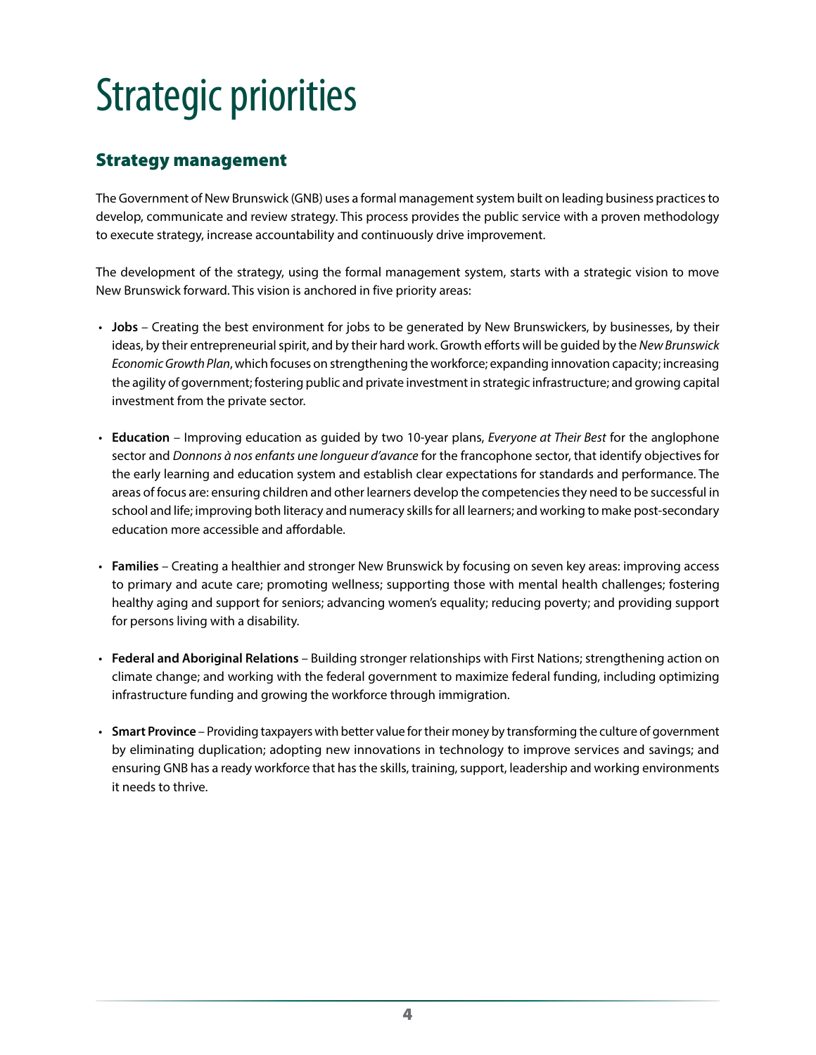# Strategic priorities

## Strategy management

The Government of New Brunswick (GNB) uses a formal management system built on leading business practices to develop, communicate and review strategy. This process provides the public service with a proven methodology to execute strategy, increase accountability and continuously drive improvement.

The development of the strategy, using the formal management system, starts with a strategic vision to move New Brunswick forward. This vision is anchored in five priority areas:

- **Jobs** – Creating the best environment for jobs to be generated by New Brunswickers, by businesses, by their ideas, by their entrepreneurial spirit, and by their hard work. Growth efforts will be guided by the *New Brunswick Economic Growth Plan*, which focuses on strengthening the workforce; expanding innovation capacity; increasing the agility of government; fostering public and private investment in strategic infrastructure; and growing capital investment from the private sector.

- **Education** – Improving education as guided by two 10-year plans, *Everyone at Their Best* for the anglophone sector and *Donnons à nos enfants une longueur d'avance* for the francophone sector, that identify objectives for the early learning and education system and establish clear expectations for standards and performance. The areas of focus are: ensuring children and other learners develop the competencies they need to be successful in school and life; improving both literacy and numeracy skills for all learners; and working to make post-secondary education more accessible and affordable.

- **Families** – Creating a healthier and stronger New Brunswick by focusing on seven key areas: improving access to primary and acute care; promoting wellness; supporting those with mental health challenges; fostering healthy aging and support for seniors; advancing women's equality; reducing poverty; and providing support for persons living with a disability.

- **Federal and Aboriginal Relations** – Building stronger relationships with First Nations; strengthening action on climate change; and working with the federal government to maximize federal funding, including optimizing infrastructure funding and growing the workforce through immigration.

- **Smart Province** – Providing taxpayers with better value for their money by transforming the culture of government by eliminating duplication; adopting new innovations in technology to improve services and savings; and ensuring GNB has a ready workforce that has the skills, training, support, leadership and working environments it needs to thrive.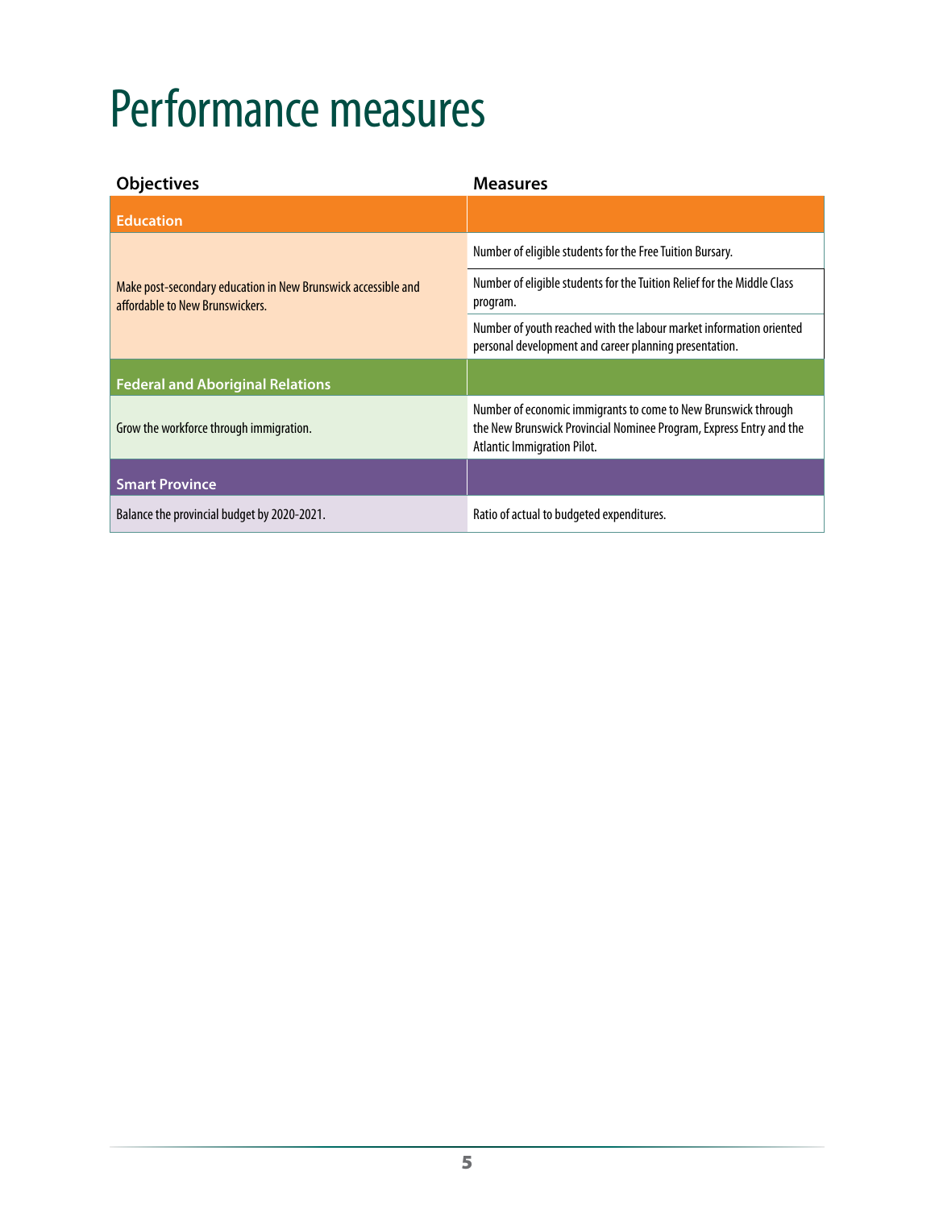# Performance measures

| Objectives | Measures |
|---|---|
| **Education** | |
| Make post-secondary education in New Brunswick accessible and affordable to New Brunswickers. | Number of eligible students for the Free Tuition Bursary. |
| | Number of eligible students for the Tuition Relief for the Middle Class program. |
| | Number of youth reached with the labour market information oriented personal development and career planning presentation. |
| **Federal and Aboriginal Relations** | |
| Grow the workforce through immigration. | Number of economic immigrants to come to New Brunswick through the New Brunswick Provincial Nominee Program, Express Entry and the Atlantic Immigration Pilot. |
| **Smart Province** | |
| Balance the provincial budget by 2020-2021. | Ratio of actual to budgeted expenditures. |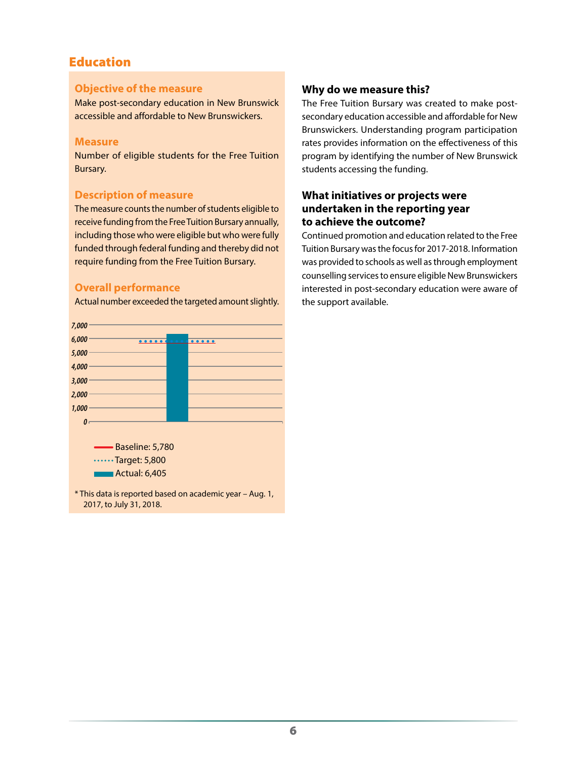## Education

### Objective of the measure

Make post-secondary education in New Brunswick accessible and affordable to New Brunswickers.

### Measure

Number of eligible students for the Free Tuition Bursary.

### Description of measure

The measure counts the number of students eligible to receive funding from the Free Tuition Bursary annually, including those who were eligible but who were fully funded through federal funding and thereby did not require funding from the Free Tuition Bursary.

### Overall performance

Actual number exceeded the targeted amount slightly.

Baseline: 5,780
Target: 5,800
Actual: 6,405

* This data is reported based on academic year – Aug. 1, 2017, to July 31, 2018.

### Why do we measure this?

The Free Tuition Bursary was created to make post-secondary education accessible and affordable for New Brunswickers. Understanding program participation rates provides information on the effectiveness of this program by identifying the number of New Brunswick students accessing the funding.

### What initiatives or projects were undertaken in the reporting year to achieve the outcome?

Continued promotion and education related to the Free Tuition Bursary was the focus for 2017-2018. Information was provided to schools as well as through employment counselling services to ensure eligible New Brunswickers interested in post-secondary education were aware of the support available.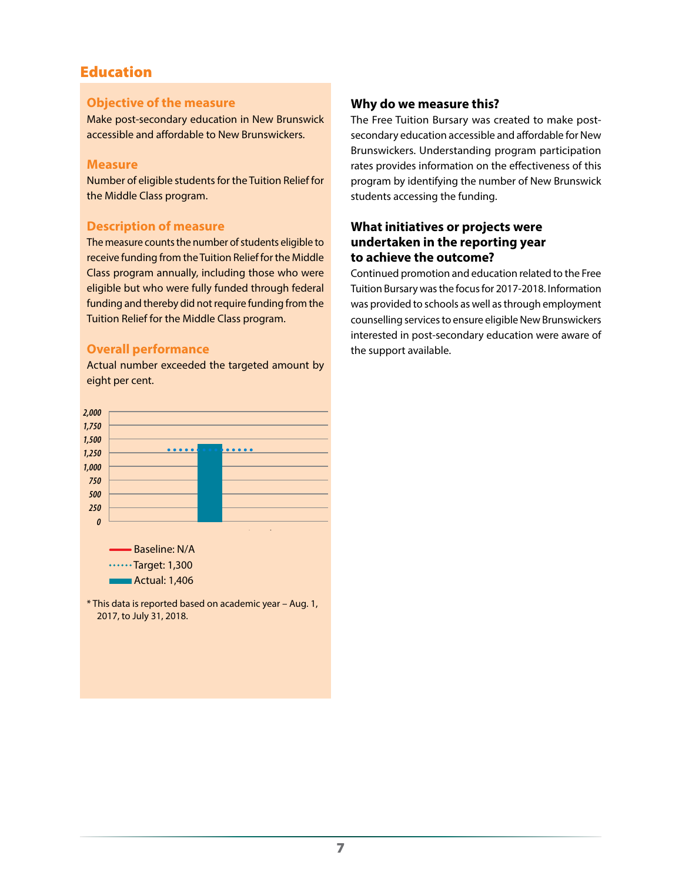## Education

### Objective of the measure

Make post-secondary education in New Brunswick accessible and affordable to New Brunswickers.

### Measure

Number of eligible students for the Tuition Relief for the Middle Class program.

### Description of measure

The measure counts the number of students eligible to receive funding from the Tuition Relief for the Middle Class program annually, including those who were eligible but who were fully funded through federal funding and thereby did not require funding from the Tuition Relief for the Middle Class program.

### Overall performance

Actual number exceeded the targeted amount by eight per cent.

- Baseline: N/A
- Target: 1,300
- Actual: 1,406

\* This data is reported based on academic year – Aug. 1, 2017, to July 31, 2018.

### Why do we measure this?

The Free Tuition Bursary was created to make post-secondary education accessible and affordable for New Brunswickers. Understanding program participation rates provides information on the effectiveness of this program by identifying the number of New Brunswick students accessing the funding.

### What initiatives or projects were undertaken in the reporting year to achieve the outcome?

Continued promotion and education related to the Free Tuition Bursary was the focus for 2017-2018. Information was provided to schools as well as through employment counselling services to ensure eligible New Brunswickers interested in post-secondary education were aware of the support available.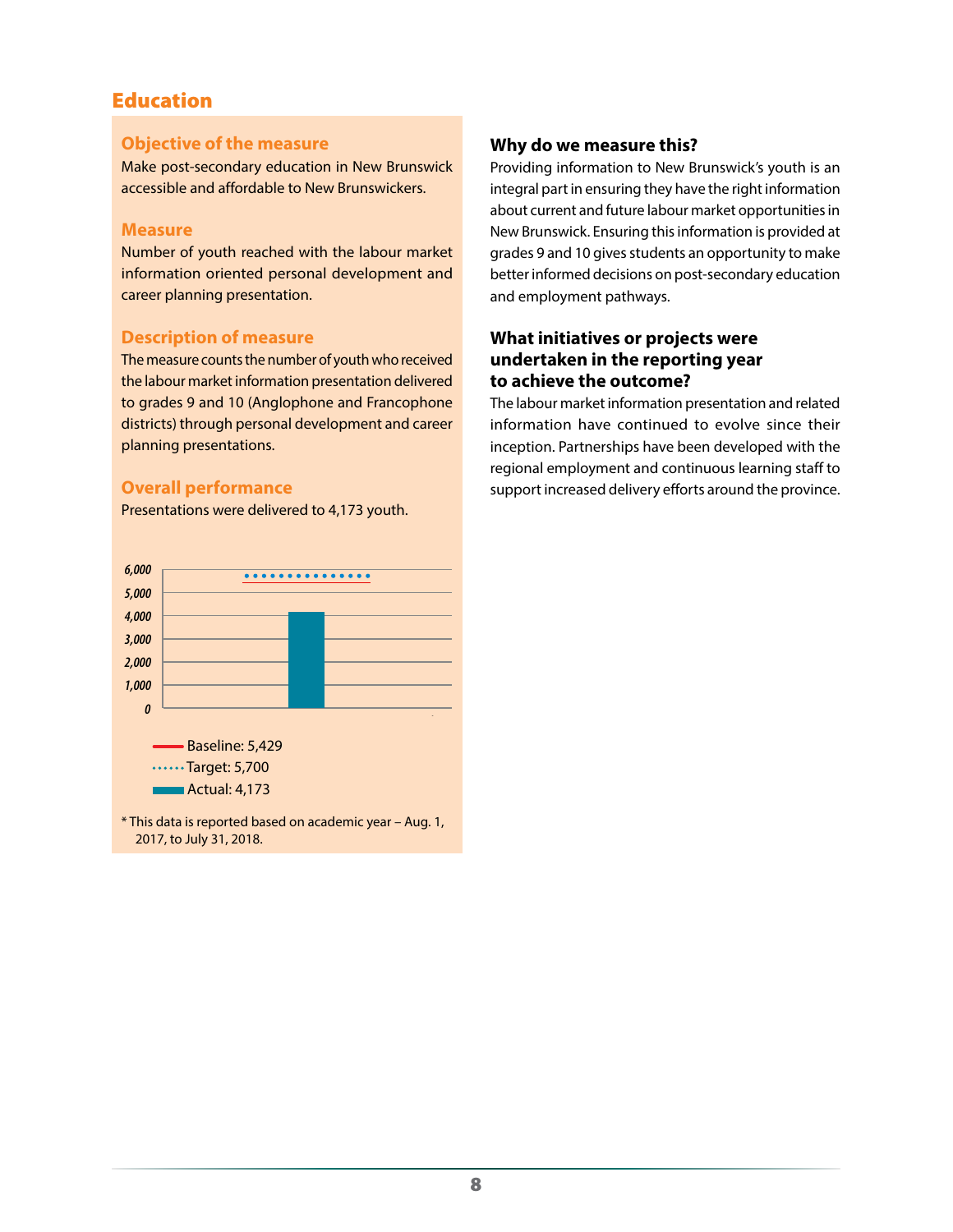## Education

### Objective of the measure

Make post-secondary education in New Brunswick accessible and affordable to New Brunswickers.

### Measure

Number of youth reached with the labour market information oriented personal development and career planning presentation.

### Description of measure

The measure counts the number of youth who received the labour market information presentation delivered to grades 9 and 10 (Anglophone and Francophone districts) through personal development and career planning presentations.

### Overall performance

Presentations were delivered to 4,173 youth.

- Baseline: 5,429
- Target: 5,700
- Actual: 4,173

* This data is reported based on academic year – Aug. 1, 2017, to July 31, 2018.

### Why do we measure this?

Providing information to New Brunswick's youth is an integral part in ensuring they have the right information about current and future labour market opportunities in New Brunswick. Ensuring this information is provided at grades 9 and 10 gives students an opportunity to make better informed decisions on post-secondary education and employment pathways.

### What initiatives or projects were undertaken in the reporting year to achieve the outcome?

The labour market information presentation and related information have continued to evolve since their inception. Partnerships have been developed with the regional employment and continuous learning staff to support increased delivery efforts around the province.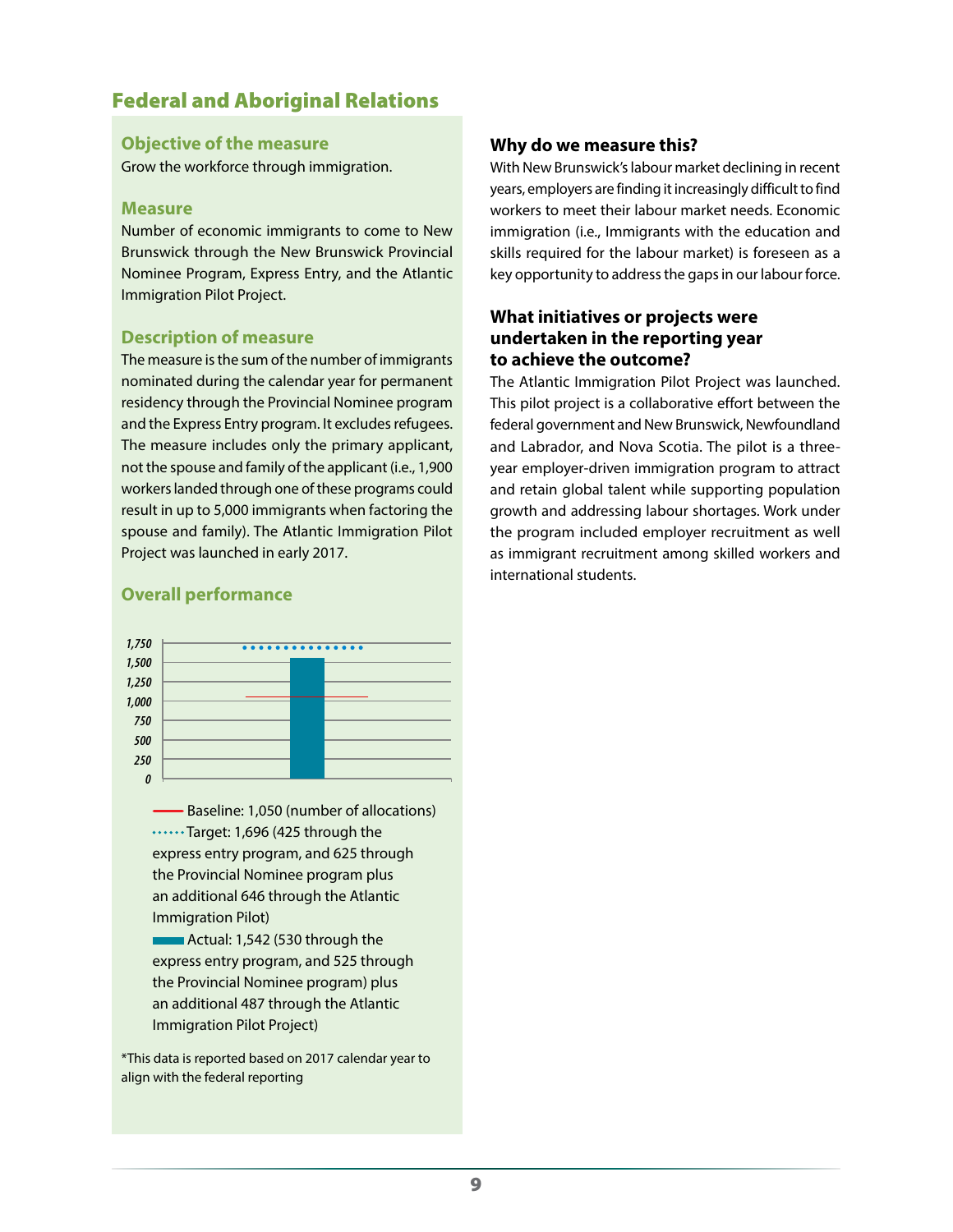## Federal and Aboriginal Relations

### Objective of the measure

Grow the workforce through immigration.

### Measure

Number of economic immigrants to come to New Brunswick through the New Brunswick Provincial Nominee Program, Express Entry, and the Atlantic Immigration Pilot Project.

### Description of measure

The measure is the sum of the number of immigrants nominated during the calendar year for permanent residency through the Provincial Nominee program and the Express Entry program. It excludes refugees. The measure includes only the primary applicant, not the spouse and family of the applicant (i.e., 1,900 workers landed through one of these programs could result in up to 5,000 immigrants when factoring the spouse and family). The Atlantic Immigration Pilot Project was launched in early 2017.

### Overall performance

- Baseline: 1,050 (number of allocations)
- Target: 1,696 (425 through the express entry program, and 625 through the Provincial Nominee program plus an additional 646 through the Atlantic Immigration Pilot)
- Actual: 1,542 (530 through the express entry program, and 525 through the Provincial Nominee program) plus an additional 487 through the Atlantic Immigration Pilot Project)

*This data is reported based on 2017 calendar year to align with the federal reporting

### Why do we measure this?

With New Brunswick's labour market declining in recent years, employers are finding it increasingly difficult to find workers to meet their labour market needs. Economic immigration (i.e., Immigrants with the education and skills required for the labour market) is foreseen as a key opportunity to address the gaps in our labour force.

### What initiatives or projects were undertaken in the reporting year to achieve the outcome?

The Atlantic Immigration Pilot Project was launched. This pilot project is a collaborative effort between the federal government and New Brunswick, Newfoundland and Labrador, and Nova Scotia. The pilot is a three-year employer-driven immigration program to attract and retain global talent while supporting population growth and addressing labour shortages. Work under the program included employer recruitment as well as immigrant recruitment among skilled workers and international students.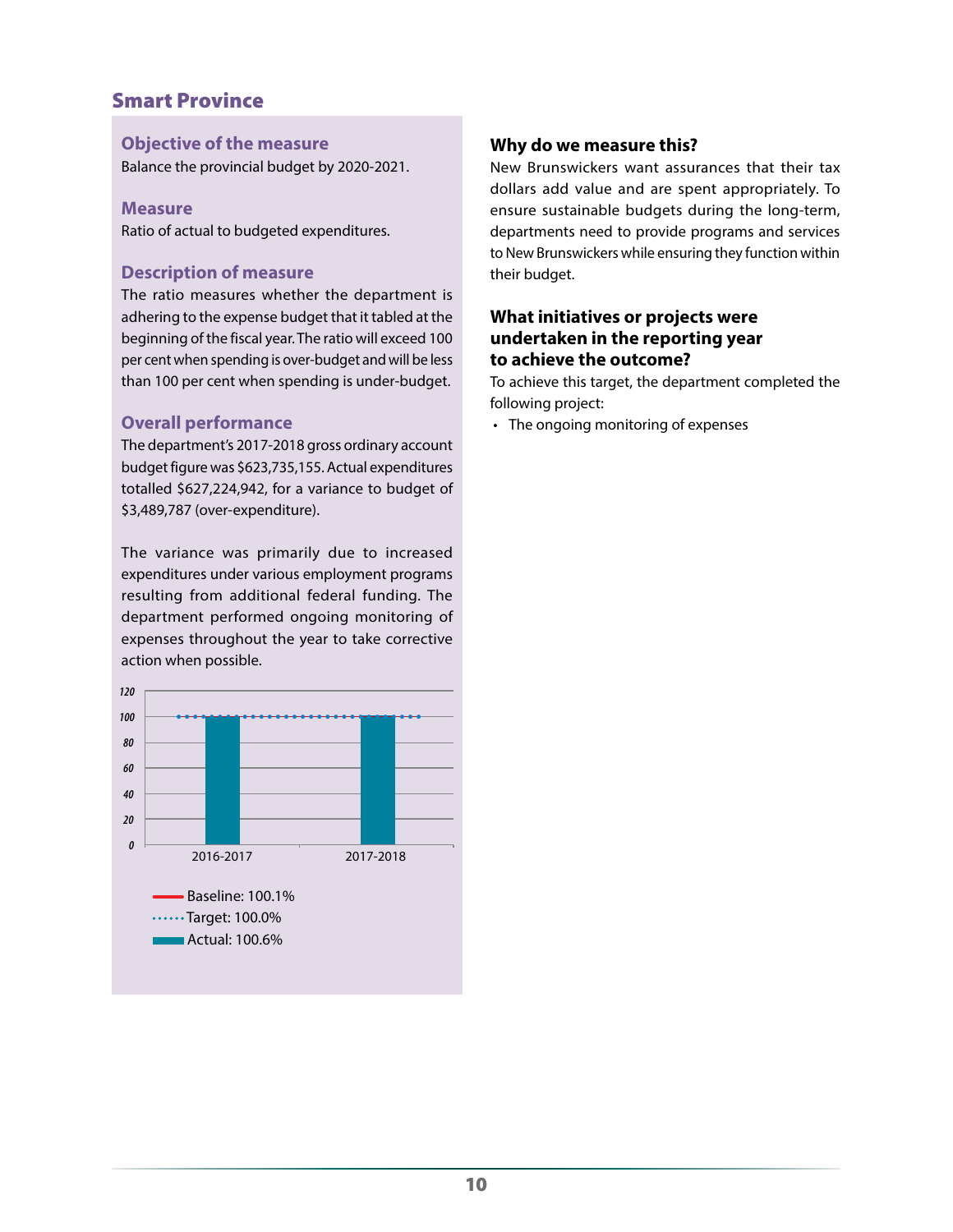## Smart Province

### Objective of the measure

Balance the provincial budget by 2020-2021.

### Measure

Ratio of actual to budgeted expenditures.

### Description of measure

The ratio measures whether the department is adhering to the expense budget that it tabled at the beginning of the fiscal year. The ratio will exceed 100 per cent when spending is over-budget and will be less than 100 per cent when spending is under-budget.

### Overall performance

The department's 2017-2018 gross ordinary account budget figure was $623,735,155. Actual expenditures totalled $627,224,942, for a variance to budget of $3,489,787 (over-expenditure).

The variance was primarily due to increased expenditures under various employment programs resulting from additional federal funding. The department performed ongoing monitoring of expenses throughout the year to take corrective action when possible.

120
100
80
60
40
20
0

2016-2017 2017-2018

Baseline: 100.1%
Target: 100.0%
Actual: 100.6%

### Why do we measure this?

New Brunswickers want assurances that their tax dollars add value and are spent appropriately. To ensure sustainable budgets during the long-term, departments need to provide programs and services to New Brunswickers while ensuring they function within their budget.

### What initiatives or projects were undertaken in the reporting year to achieve the outcome?

To achieve this target, the department completed the following project:

- The ongoing monitoring of expenses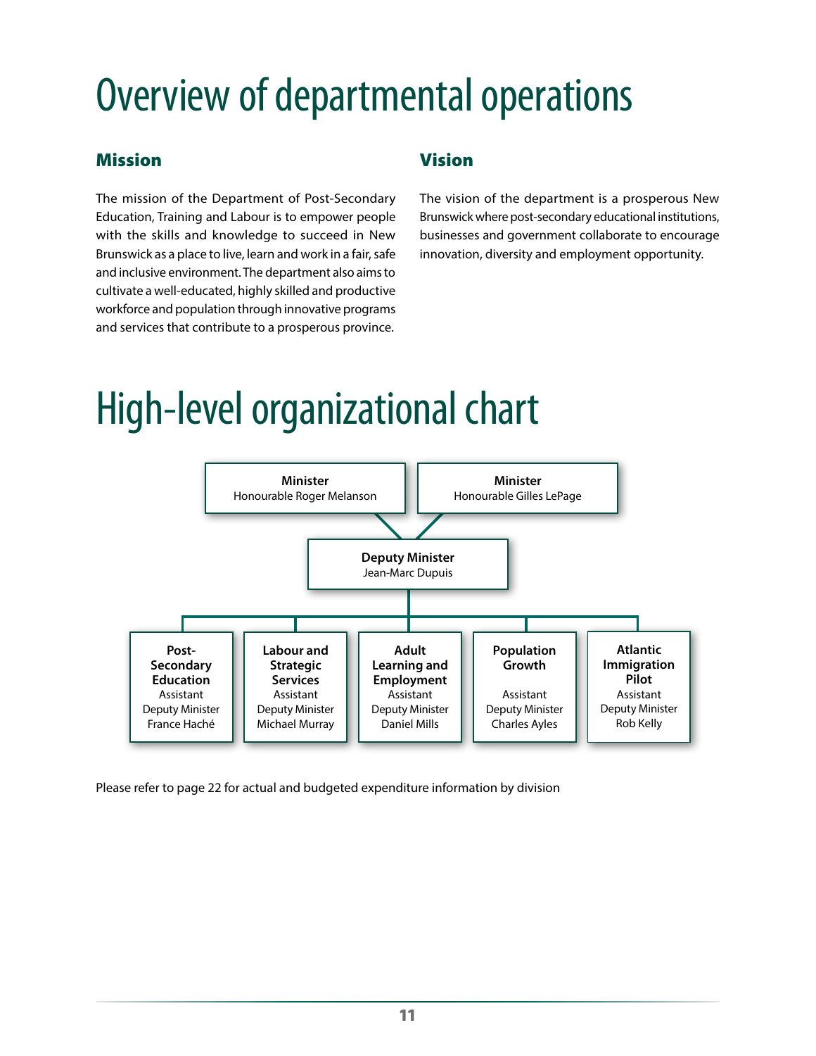# Overview of departmental operations

## Mission

The mission of the Department of Post-Secondary Education, Training and Labour is to empower people with the skills and knowledge to succeed in New Brunswick as a place to live, learn and work in a fair, safe and inclusive environment. The department also aims to cultivate a well-educated, highly skilled and productive workforce and population through innovative programs and services that contribute to a prosperous province.

## Vision

The vision of the department is a prosperous New Brunswick where post-secondary educational institutions, businesses and government collaborate to encourage innovation, diversity and employment opportunity.

# High-level organizational chart

**Minister**
Honourable Roger Melanson

**Minister**
Honourable Gilles LePage

**Deputy Minister**
Jean-Marc Dupuis

- **Post-Secondary Education** – Assistant Deputy Minister France Haché
- **Labour and Strategic Services** – Assistant Deputy Minister Michael Murray
- **Adult Learning and Employment** – Assistant Deputy Minister Daniel Mills
- **Population Growth** – Assistant Deputy Minister Charles Ayles
- **Atlantic Immigration Pilot** – Assistant Deputy Minister Rob Kelly

Please refer to page 22 for actual and budgeted expenditure information by division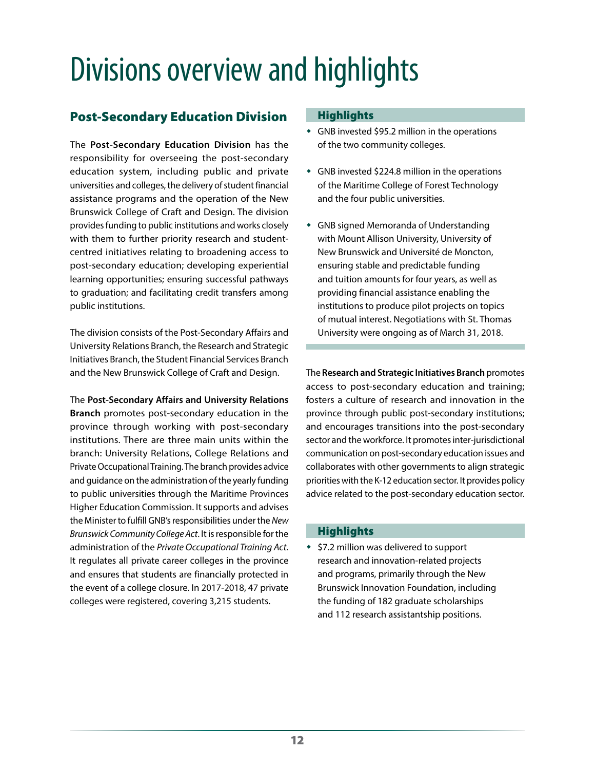# Divisions overview and highlights

## Post-Secondary Education Division

The **Post-Secondary Education Division** has the responsibility for overseeing the post-secondary education system, including public and private universities and colleges, the delivery of student financial assistance programs and the operation of the New Brunswick College of Craft and Design. The division provides funding to public institutions and works closely with them to further priority research and student-centred initiatives relating to broadening access to post-secondary education; developing experiential learning opportunities; ensuring successful pathways to graduation; and facilitating credit transfers among public institutions.

The division consists of the Post-Secondary Affairs and University Relations Branch, the Research and Strategic Initiatives Branch, the Student Financial Services Branch and the New Brunswick College of Craft and Design.

The **Post-Secondary Affairs and University Relations Branch** promotes post-secondary education in the province through working with post-secondary institutions. There are three main units within the branch: University Relations, College Relations and Private Occupational Training. The branch provides advice and guidance on the administration of the yearly funding to public universities through the Maritime Provinces Higher Education Commission. It supports and advises the Minister to fulfill GNB's responsibilities under the *New Brunswick Community College Act*. It is responsible for the administration of the *Private Occupational Training Act*. It regulates all private career colleges in the province and ensures that students are financially protected in the event of a college closure. In 2017-2018, 47 private colleges were registered, covering 3,215 students.

### Highlights

- GNB invested $95.2 million in the operations of the two community colleges.
- GNB invested $224.8 million in the operations of the Maritime College of Forest Technology and the four public universities.
- GNB signed Memoranda of Understanding with Mount Allison University, University of New Brunswick and Université de Moncton, ensuring stable and predictable funding and tuition amounts for four years, as well as providing financial assistance enabling the institutions to produce pilot projects on topics of mutual interest. Negotiations with St. Thomas University were ongoing as of March 31, 2018.

The **Research and Strategic Initiatives Branch** promotes access to post-secondary education and training; fosters a culture of research and innovation in the province through public post-secondary institutions; and encourages transitions into the post-secondary sector and the workforce. It promotes inter-jurisdictional communication on post-secondary education issues and collaborates with other governments to align strategic priorities with the K-12 education sector. It provides policy advice related to the post-secondary education sector.

### Highlights

- $7.2 million was delivered to support research and innovation-related projects and programs, primarily through the New Brunswick Innovation Foundation, including the funding of 182 graduate scholarships and 112 research assistantship positions.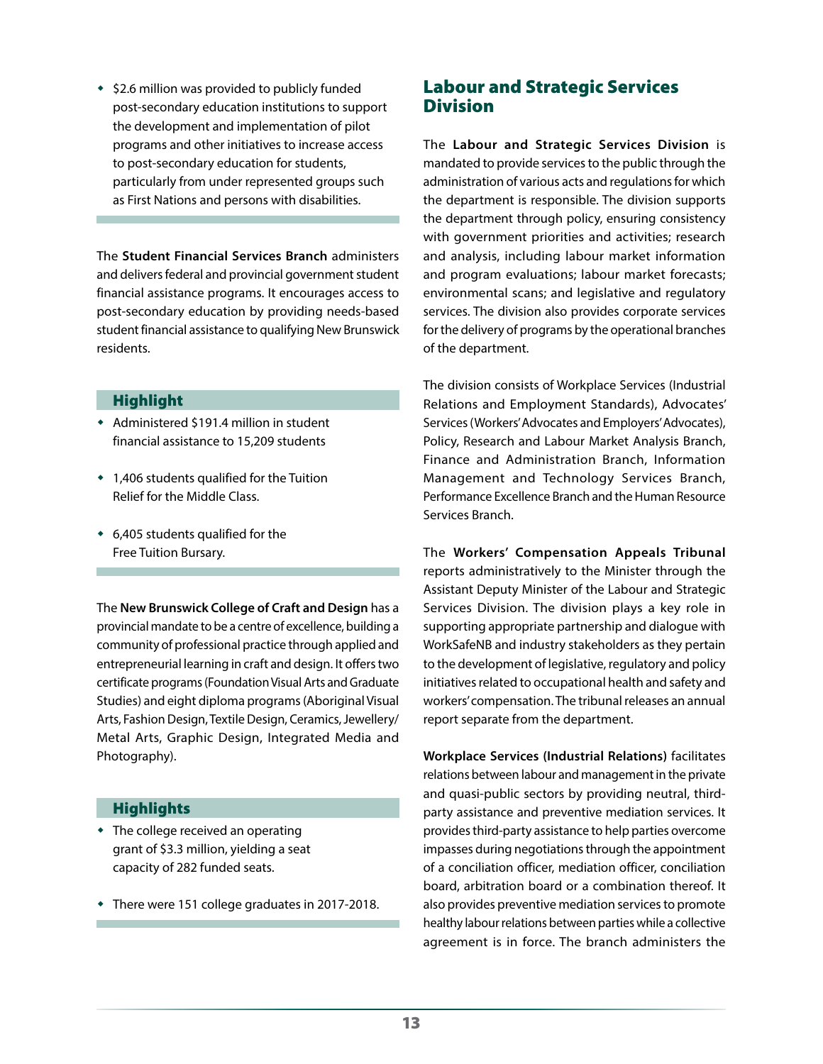- $2.6 million was provided to publicly funded post-secondary education institutions to support the development and implementation of pilot programs and other initiatives to increase access to post-secondary education for students, particularly from under represented groups such as First Nations and persons with disabilities.

The **Student Financial Services Branch** administers and delivers federal and provincial government student financial assistance programs. It encourages access to post-secondary education by providing needs-based student financial assistance to qualifying New Brunswick residents.

### Highlight

- Administered $191.4 million in student financial assistance to 15,209 students
- 1,406 students qualified for the Tuition Relief for the Middle Class.
- 6,405 students qualified for the Free Tuition Bursary.

The **New Brunswick College of Craft and Design** has a provincial mandate to be a centre of excellence, building a community of professional practice through applied and entrepreneurial learning in craft and design. It offers two certificate programs (Foundation Visual Arts and Graduate Studies) and eight diploma programs (Aboriginal Visual Arts, Fashion Design, Textile Design, Ceramics, Jewellery/Metal Arts, Graphic Design, Integrated Media and Photography).

### Highlights

- The college received an operating grant of $3.3 million, yielding a seat capacity of 282 funded seats.
- There were 151 college graduates in 2017-2018.

## Labour and Strategic Services Division

The **Labour and Strategic Services Division** is mandated to provide services to the public through the administration of various acts and regulations for which the department is responsible. The division supports the department through policy, ensuring consistency with government priorities and activities; research and analysis, including labour market information and program evaluations; labour market forecasts; environmental scans; and legislative and regulatory services. The division also provides corporate services for the delivery of programs by the operational branches of the department.

The division consists of Workplace Services (Industrial Relations and Employment Standards), Advocates' Services (Workers' Advocates and Employers' Advocates), Policy, Research and Labour Market Analysis Branch, Finance and Administration Branch, Information Management and Technology Services Branch, Performance Excellence Branch and the Human Resource Services Branch.

The **Workers' Compensation Appeals Tribunal** reports administratively to the Minister through the Assistant Deputy Minister of the Labour and Strategic Services Division. The division plays a key role in supporting appropriate partnership and dialogue with WorkSafeNB and industry stakeholders as they pertain to the development of legislative, regulatory and policy initiatives related to occupational health and safety and workers' compensation. The tribunal releases an annual report separate from the department.

**Workplace Services (Industrial Relations)** facilitates relations between labour and management in the private and quasi-public sectors by providing neutral, third-party assistance and preventive mediation services. It provides third-party assistance to help parties overcome impasses during negotiations through the appointment of a conciliation officer, mediation officer, conciliation board, arbitration board or a combination thereof. It also provides preventive mediation services to promote healthy labour relations between parties while a collective agreement is in force. The branch administers the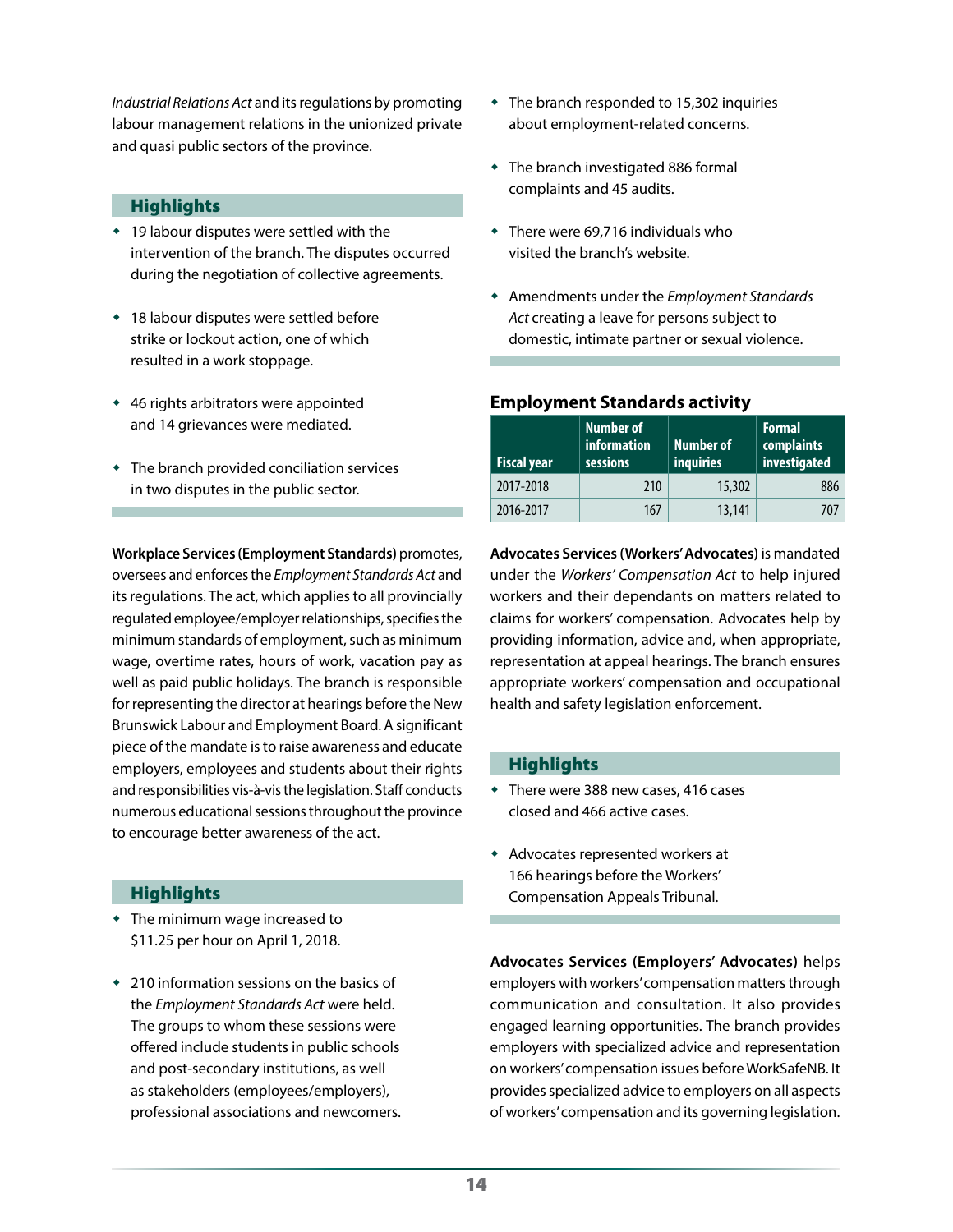*Industrial Relations Act* and its regulations by promoting labour management relations in the unionized private and quasi public sectors of the province.

## Highlights

- 19 labour disputes were settled with the intervention of the branch. The disputes occurred during the negotiation of collective agreements.
- 18 labour disputes were settled before strike or lockout action, one of which resulted in a work stoppage.
- 46 rights arbitrators were appointed and 14 grievances were mediated.
- The branch provided conciliation services in two disputes in the public sector.

**Workplace Services (Employment Standards)** promotes, oversees and enforces the *Employment Standards Act* and its regulations. The act, which applies to all provincially regulated employee/employer relationships, specifies the minimum standards of employment, such as minimum wage, overtime rates, hours of work, vacation pay as well as paid public holidays. The branch is responsible for representing the director at hearings before the New Brunswick Labour and Employment Board. A significant piece of the mandate is to raise awareness and educate employers, employees and students about their rights and responsibilities vis-à-vis the legislation. Staff conducts numerous educational sessions throughout the province to encourage better awareness of the act.

## Highlights

- The minimum wage increased to $11.25 per hour on April 1, 2018.
- 210 information sessions on the basics of the *Employment Standards Act* were held. The groups to whom these sessions were offered include students in public schools and post-secondary institutions, as well as stakeholders (employees/employers), professional associations and newcomers.
- The branch responded to 15,302 inquiries about employment-related concerns.
- The branch investigated 886 formal complaints and 45 audits.
- There were 69,716 individuals who visited the branch's website.
- Amendments under the *Employment Standards Act* creating a leave for persons subject to domestic, intimate partner or sexual violence.

### Employment Standards activity

| Fiscal year | Number of information sessions | Number of inquiries | Formal complaints investigated |
|---|---|---|---|
| 2017-2018 | 210 | 15,302 | 886 |
| 2016-2017 | 167 | 13,141 | 707 |

**Advocates Services (Workers' Advocates)** is mandated under the *Workers' Compensation Act* to help injured workers and their dependants on matters related to claims for workers' compensation. Advocates help by providing information, advice and, when appropriate, representation at appeal hearings. The branch ensures appropriate workers' compensation and occupational health and safety legislation enforcement.

## Highlights

- There were 388 new cases, 416 cases closed and 466 active cases.
- Advocates represented workers at 166 hearings before the Workers' Compensation Appeals Tribunal.

**Advocates Services (Employers' Advocates)** helps employers with workers' compensation matters through communication and consultation. It also provides engaged learning opportunities. The branch provides employers with specialized advice and representation on workers' compensation issues before WorkSafeNB. It provides specialized advice to employers on all aspects of workers' compensation and its governing legislation.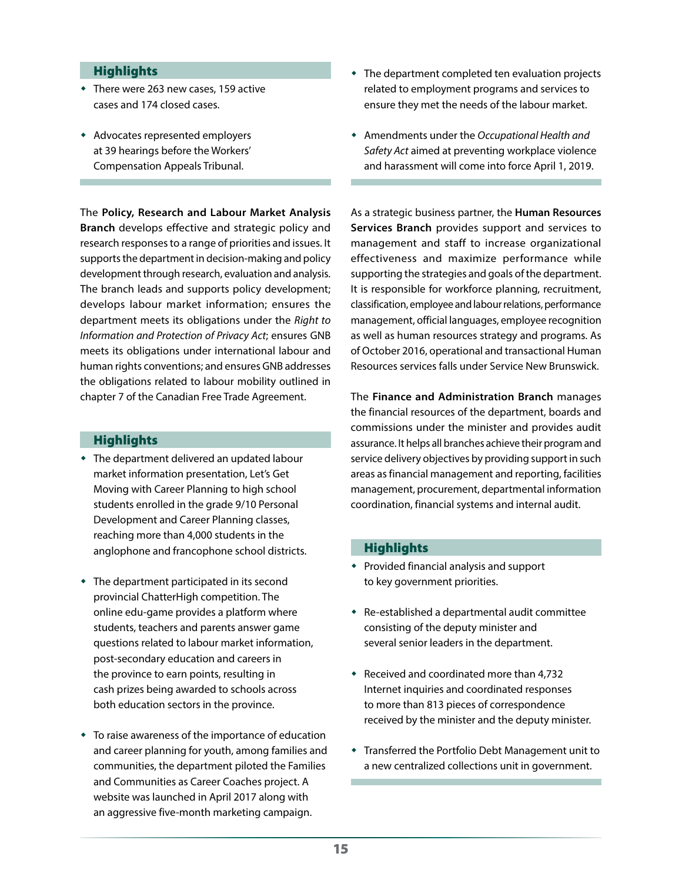### Highlights

- There were 263 new cases, 159 active cases and 174 closed cases.
- Advocates represented employers at 39 hearings before the Workers' Compensation Appeals Tribunal.

The **Policy, Research and Labour Market Analysis Branch** develops effective and strategic policy and research responses to a range of priorities and issues. It supports the department in decision-making and policy development through research, evaluation and analysis. The branch leads and supports policy development; develops labour market information; ensures the department meets its obligations under the *Right to Information and Protection of Privacy Act*; ensures GNB meets its obligations under international labour and human rights conventions; and ensures GNB addresses the obligations related to labour mobility outlined in chapter 7 of the Canadian Free Trade Agreement.

### Highlights

- The department delivered an updated labour market information presentation, Let's Get Moving with Career Planning to high school students enrolled in the grade 9/10 Personal Development and Career Planning classes, reaching more than 4,000 students in the anglophone and francophone school districts.
- The department participated in its second provincial ChatterHigh competition. The online edu-game provides a platform where students, teachers and parents answer game questions related to labour market information, post-secondary education and careers in the province to earn points, resulting in cash prizes being awarded to schools across both education sectors in the province.
- To raise awareness of the importance of education and career planning for youth, among families and communities, the department piloted the Families and Communities as Career Coaches project. A website was launched in April 2017 along with an aggressive five-month marketing campaign.
- The department completed ten evaluation projects related to employment programs and services to ensure they met the needs of the labour market.
- Amendments under the *Occupational Health and Safety Act* aimed at preventing workplace violence and harassment will come into force April 1, 2019.

As a strategic business partner, the **Human Resources Services Branch** provides support and services to management and staff to increase organizational effectiveness and maximize performance while supporting the strategies and goals of the department. It is responsible for workforce planning, recruitment, classification, employee and labour relations, performance management, official languages, employee recognition as well as human resources strategy and programs. As of October 2016, operational and transactional Human Resources services falls under Service New Brunswick.

The **Finance and Administration Branch** manages the financial resources of the department, boards and commissions under the minister and provides audit assurance. It helps all branches achieve their program and service delivery objectives by providing support in such areas as financial management and reporting, facilities management, procurement, departmental information coordination, financial systems and internal audit.

### Highlights

- Provided financial analysis and support to key government priorities.
- Re-established a departmental audit committee consisting of the deputy minister and several senior leaders in the department.
- Received and coordinated more than 4,732 Internet inquiries and coordinated responses to more than 813 pieces of correspondence received by the minister and the deputy minister.
- Transferred the Portfolio Debt Management unit to a new centralized collections unit in government.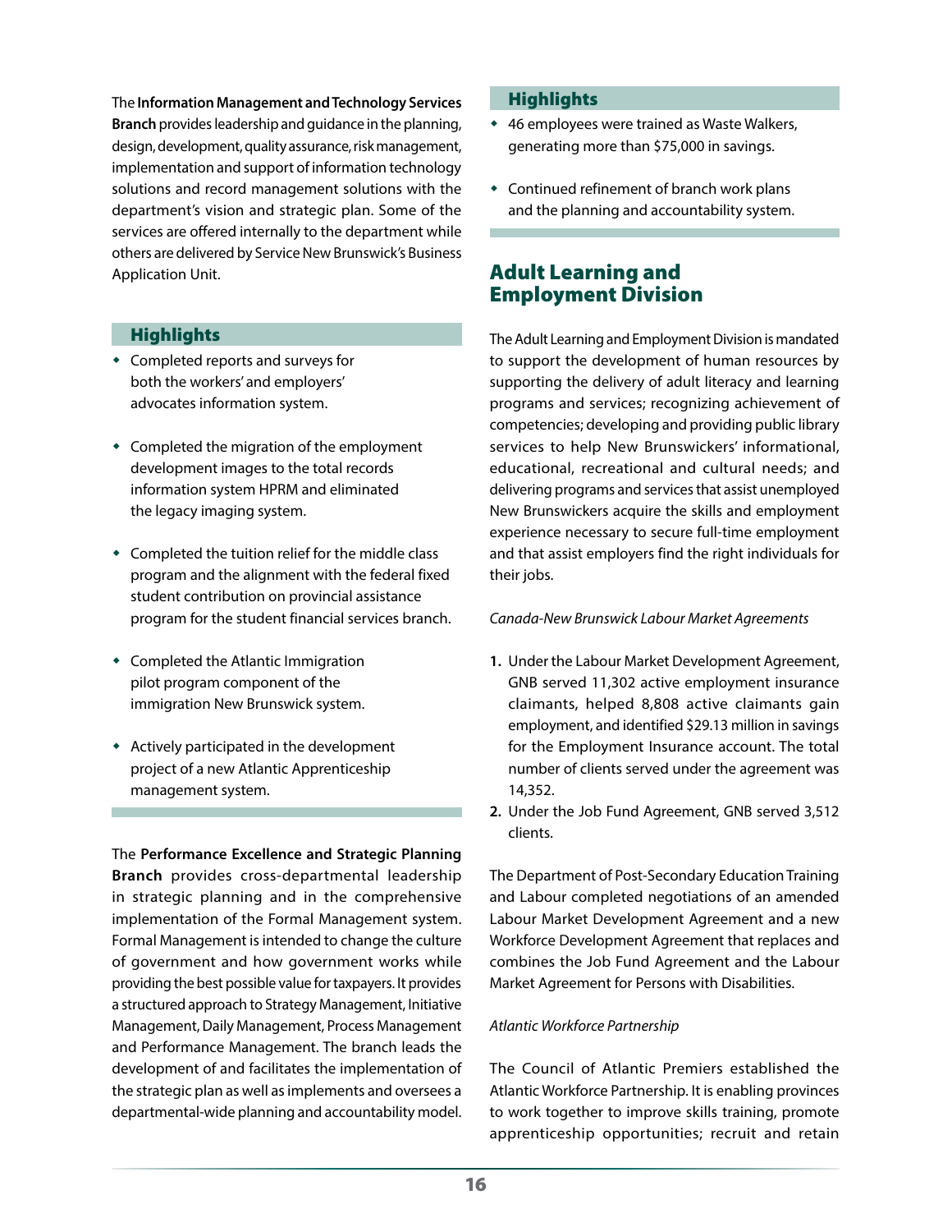The **Information Management and Technology Services Branch** provides leadership and guidance in the planning, design, development, quality assurance, risk management, implementation and support of information technology solutions and record management solutions with the department's vision and strategic plan. Some of the services are offered internally to the department while others are delivered by Service New Brunswick's Business Application Unit.

### Highlights

- Completed reports and surveys for both the workers' and employers' advocates information system.
- Completed the migration of the employment development images to the total records information system HPRM and eliminated the legacy imaging system.
- Completed the tuition relief for the middle class program and the alignment with the federal fixed student contribution on provincial assistance program for the student financial services branch.
- Completed the Atlantic Immigration pilot program component of the immigration New Brunswick system.
- Actively participated in the development project of a new Atlantic Apprenticeship management system.

The **Performance Excellence and Strategic Planning Branch** provides cross-departmental leadership in strategic planning and in the comprehensive implementation of the Formal Management system. Formal Management is intended to change the culture of government and how government works while providing the best possible value for taxpayers. It provides a structured approach to Strategy Management, Initiative Management, Daily Management, Process Management and Performance Management. The branch leads the development of and facilitates the implementation of the strategic plan as well as implements and oversees a departmental-wide planning and accountability model.

### Highlights

- 46 employees were trained as Waste Walkers, generating more than $75,000 in savings.
- Continued refinement of branch work plans and the planning and accountability system.

## Adult Learning and Employment Division

The Adult Learning and Employment Division is mandated to support the development of human resources by supporting the delivery of adult literacy and learning programs and services; recognizing achievement of competencies; developing and providing public library services to help New Brunswickers' informational, educational, recreational and cultural needs; and delivering programs and services that assist unemployed New Brunswickers acquire the skills and employment experience necessary to secure full-time employment and that assist employers find the right individuals for their jobs.

*Canada-New Brunswick Labour Market Agreements*

1. Under the Labour Market Development Agreement, GNB served 11,302 active employment insurance claimants, helped 8,808 active claimants gain employment, and identified $29.13 million in savings for the Employment Insurance account. The total number of clients served under the agreement was 14,352.
2. Under the Job Fund Agreement, GNB served 3,512 clients.

The Department of Post-Secondary Education Training and Labour completed negotiations of an amended Labour Market Development Agreement and a new Workforce Development Agreement that replaces and combines the Job Fund Agreement and the Labour Market Agreement for Persons with Disabilities.

*Atlantic Workforce Partnership*

The Council of Atlantic Premiers established the Atlantic Workforce Partnership. It is enabling provinces to work together to improve skills training, promote apprenticeship opportunities; recruit and retain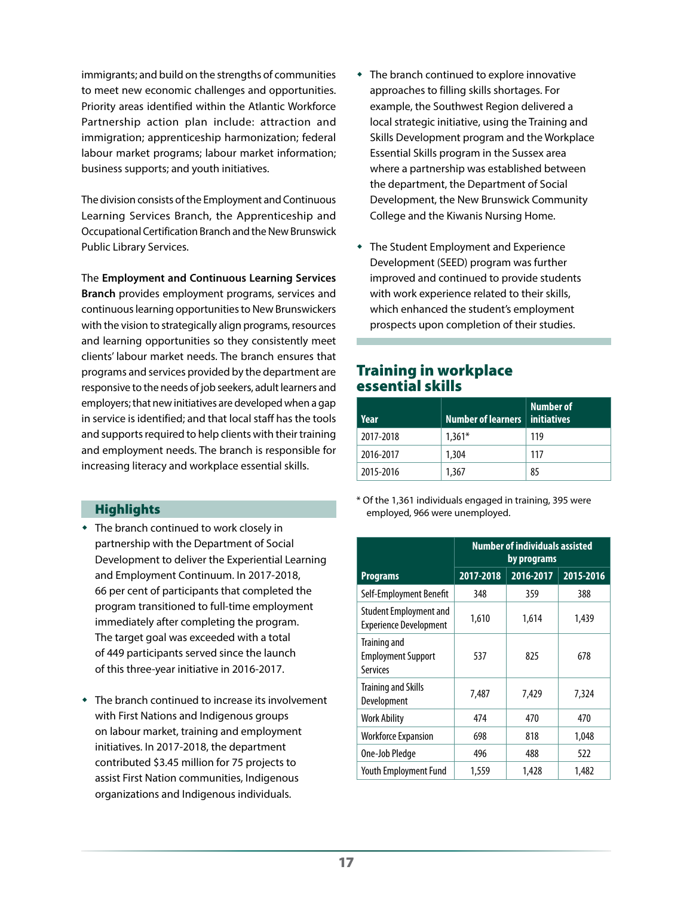immigrants; and build on the strengths of communities to meet new economic challenges and opportunities. Priority areas identified within the Atlantic Workforce Partnership action plan include: attraction and immigration; apprenticeship harmonization; federal labour market programs; labour market information; business supports; and youth initiatives.

The division consists of the Employment and Continuous Learning Services Branch, the Apprenticeship and Occupational Certification Branch and the New Brunswick Public Library Services.

The **Employment and Continuous Learning Services Branch** provides employment programs, services and continuous learning opportunities to New Brunswickers with the vision to strategically align programs, resources and learning opportunities so they consistently meet clients' labour market needs. The branch ensures that programs and services provided by the department are responsive to the needs of job seekers, adult learners and employers; that new initiatives are developed when a gap in service is identified; and that local staff has the tools and supports required to help clients with their training and employment needs. The branch is responsible for increasing literacy and workplace essential skills.

## Highlights

- The branch continued to work closely in partnership with the Department of Social Development to deliver the Experiential Learning and Employment Continuum. In 2017-2018, 66 per cent of participants that completed the program transitioned to full-time employment immediately after completing the program. The target goal was exceeded with a total of 449 participants served since the launch of this three-year initiative in 2016-2017.

- The branch continued to increase its involvement with First Nations and Indigenous groups on labour market, training and employment initiatives. In 2017-2018, the department contributed $3.45 million for 75 projects to assist First Nation communities, Indigenous organizations and Indigenous individuals.

- The branch continued to explore innovative approaches to filling skills shortages. For example, the Southwest Region delivered a local strategic initiative, using the Training and Skills Development program and the Workplace Essential Skills program in the Sussex area where a partnership was established between the department, the Department of Social Development, the New Brunswick Community College and the Kiwanis Nursing Home.

- The Student Employment and Experience Development (SEED) program was further improved and continued to provide students with work experience related to their skills, which enhanced the student's employment prospects upon completion of their studies.

## Training in workplace essential skills

| Year | Number of learners | Number of initiatives |
|---|---|---|
| 2017-2018 | 1,361* | 119 |
| 2016-2017 | 1,304 | 117 |
| 2015-2016 | 1,367 | 85 |

* Of the 1,361 individuals engaged in training, 395 were employed, 966 were unemployed.

| Programs | Number of individuals assisted by programs | | |
|---|---|---|---|
| | 2017-2018 | 2016-2017 | 2015-2016 |
| Self-Employment Benefit | 348 | 359 | 388 |
| Student Employment and Experience Development | 1,610 | 1,614 | 1,439 |
| Training and Employment Support Services | 537 | 825 | 678 |
| Training and Skills Development | 7,487 | 7,429 | 7,324 |
| Work Ability | 474 | 470 | 470 |
| Workforce Expansion | 698 | 818 | 1,048 |
| One-Job Pledge | 496 | 488 | 522 |
| Youth Employment Fund | 1,559 | 1,428 | 1,482 |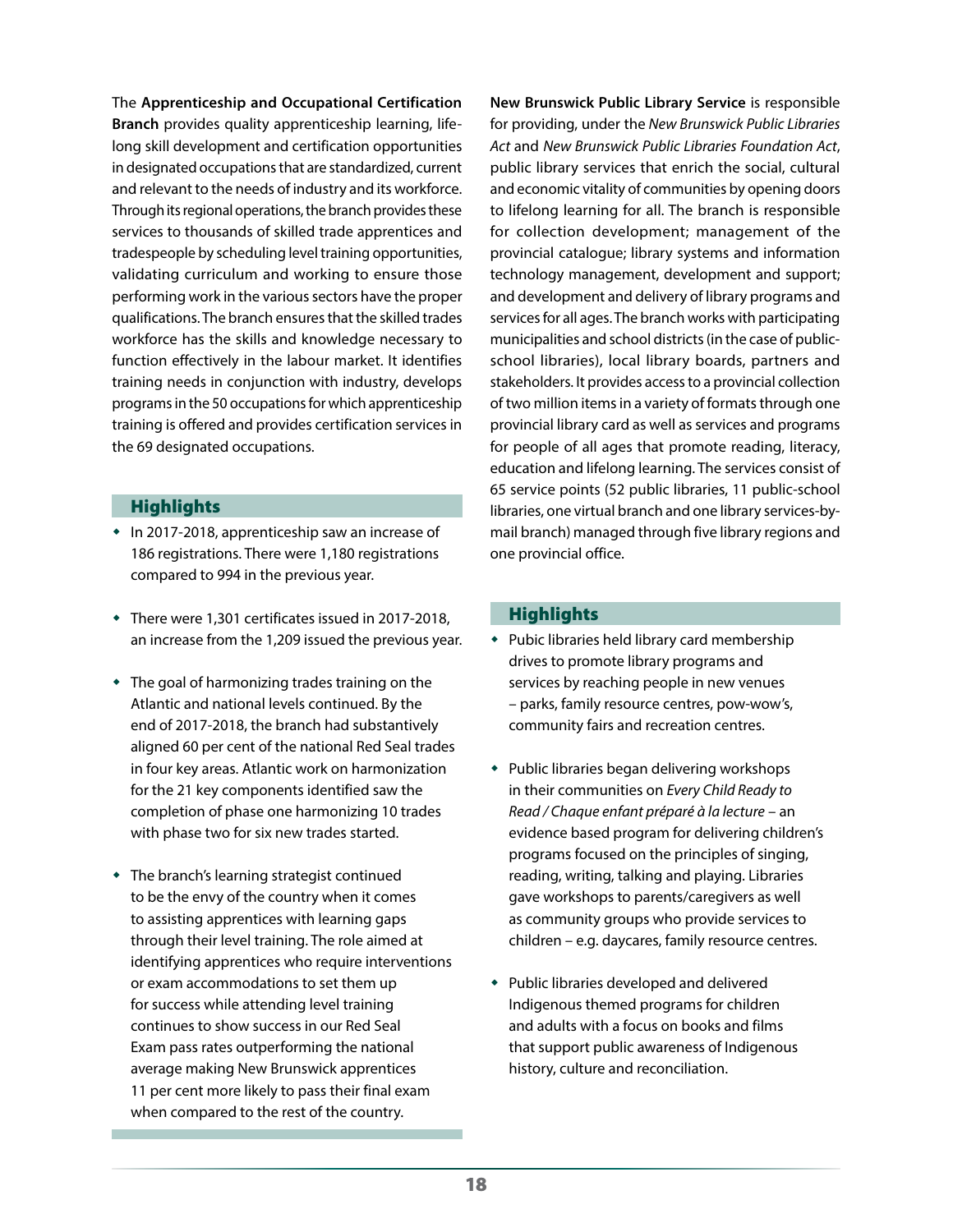The **Apprenticeship and Occupational Certification Branch** provides quality apprenticeship learning, life-long skill development and certification opportunities in designated occupations that are standardized, current and relevant to the needs of industry and its workforce. Through its regional operations, the branch provides these services to thousands of skilled trade apprentices and tradespeople by scheduling level training opportunities, validating curriculum and working to ensure those performing work in the various sectors have the proper qualifications. The branch ensures that the skilled trades workforce has the skills and knowledge necessary to function effectively in the labour market. It identifies training needs in conjunction with industry, develops programs in the 50 occupations for which apprenticeship training is offered and provides certification services in the 69 designated occupations.

## Highlights

- In 2017-2018, apprenticeship saw an increase of 186 registrations. There were 1,180 registrations compared to 994 in the previous year.
- There were 1,301 certificates issued in 2017-2018, an increase from the 1,209 issued the previous year.
- The goal of harmonizing trades training on the Atlantic and national levels continued. By the end of 2017-2018, the branch had substantively aligned 60 per cent of the national Red Seal trades in four key areas. Atlantic work on harmonization for the 21 key components identified saw the completion of phase one harmonizing 10 trades with phase two for six new trades started.
- The branch's learning strategist continued to be the envy of the country when it comes to assisting apprentices with learning gaps through their level training. The role aimed at identifying apprentices who require interventions or exam accommodations to set them up for success while attending level training continues to show success in our Red Seal Exam pass rates outperforming the national average making New Brunswick apprentices 11 per cent more likely to pass their final exam when compared to the rest of the country.

**New Brunswick Public Library Service** is responsible for providing, under the *New Brunswick Public Libraries Act* and *New Brunswick Public Libraries Foundation Act*, public library services that enrich the social, cultural and economic vitality of communities by opening doors to lifelong learning for all. The branch is responsible for collection development; management of the provincial catalogue; library systems and information technology management, development and support; and development and delivery of library programs and services for all ages. The branch works with participating municipalities and school districts (in the case of public-school libraries), local library boards, partners and stakeholders. It provides access to a provincial collection of two million items in a variety of formats through one provincial library card as well as services and programs for people of all ages that promote reading, literacy, education and lifelong learning. The services consist of 65 service points (52 public libraries, 11 public-school libraries, one virtual branch and one library services-by-mail branch) managed through five library regions and one provincial office.

## Highlights

- Pubic libraries held library card membership drives to promote library programs and services by reaching people in new venues – parks, family resource centres, pow-wow's, community fairs and recreation centres.
- Public libraries began delivering workshops in their communities on *Every Child Ready to Read / Chaque enfant préparé à la lecture* – an evidence based program for delivering children's programs focused on the principles of singing, reading, writing, talking and playing. Libraries gave workshops to parents/caregivers as well as community groups who provide services to children – e.g. daycares, family resource centres.
- Public libraries developed and delivered Indigenous themed programs for children and adults with a focus on books and films that support public awareness of Indigenous history, culture and reconciliation.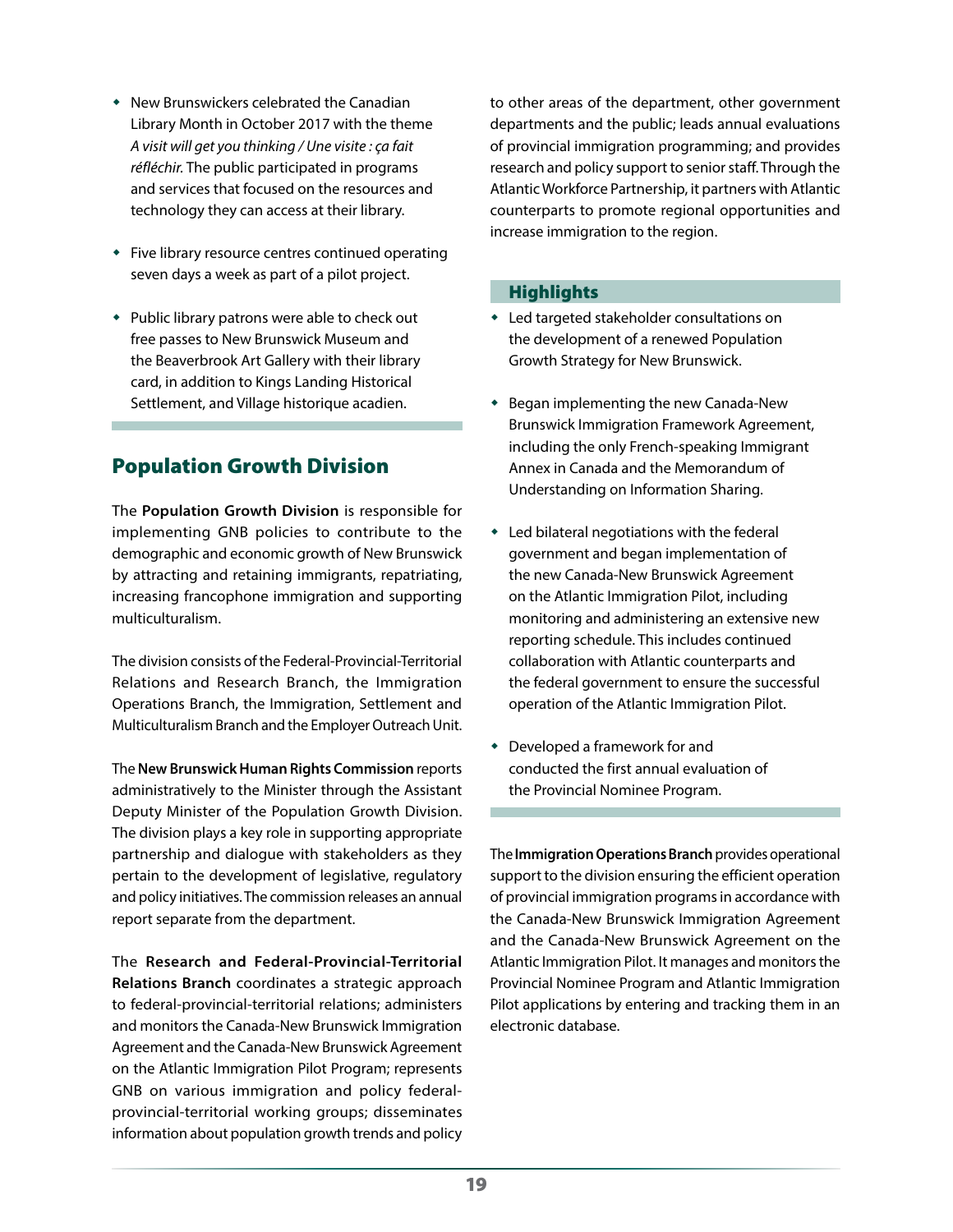- New Brunswickers celebrated the Canadian Library Month in October 2017 with the theme *A visit will get you thinking / Une visite : ça fait réfléchir.* The public participated in programs and services that focused on the resources and technology they can access at their library.
- Five library resource centres continued operating seven days a week as part of a pilot project.
- Public library patrons were able to check out free passes to New Brunswick Museum and the Beaverbrook Art Gallery with their library card, in addition to Kings Landing Historical Settlement, and Village historique acadien.

## Population Growth Division

The **Population Growth Division** is responsible for implementing GNB policies to contribute to the demographic and economic growth of New Brunswick by attracting and retaining immigrants, repatriating, increasing francophone immigration and supporting multiculturalism.

The division consists of the Federal-Provincial-Territorial Relations and Research Branch, the Immigration Operations Branch, the Immigration, Settlement and Multiculturalism Branch and the Employer Outreach Unit.

The **New Brunswick Human Rights Commission** reports administratively to the Minister through the Assistant Deputy Minister of the Population Growth Division. The division plays a key role in supporting appropriate partnership and dialogue with stakeholders as they pertain to the development of legislative, regulatory and policy initiatives. The commission releases an annual report separate from the department.

The **Research and Federal-Provincial-Territorial Relations Branch** coordinates a strategic approach to federal-provincial-territorial relations; administers and monitors the Canada-New Brunswick Immigration Agreement and the Canada-New Brunswick Agreement on the Atlantic Immigration Pilot Program; represents GNB on various immigration and policy federal-provincial-territorial working groups; disseminates information about population growth trends and policy to other areas of the department, other government departments and the public; leads annual evaluations of provincial immigration programming; and provides research and policy support to senior staff. Through the Atlantic Workforce Partnership, it partners with Atlantic counterparts to promote regional opportunities and increase immigration to the region.

### Highlights

- Led targeted stakeholder consultations on the development of a renewed Population Growth Strategy for New Brunswick.
- Began implementing the new Canada-New Brunswick Immigration Framework Agreement, including the only French-speaking Immigrant Annex in Canada and the Memorandum of Understanding on Information Sharing.
- Led bilateral negotiations with the federal government and began implementation of the new Canada-New Brunswick Agreement on the Atlantic Immigration Pilot, including monitoring and administering an extensive new reporting schedule. This includes continued collaboration with Atlantic counterparts and the federal government to ensure the successful operation of the Atlantic Immigration Pilot.
- Developed a framework for and conducted the first annual evaluation of the Provincial Nominee Program.

The **Immigration Operations Branch** provides operational support to the division ensuring the efficient operation of provincial immigration programs in accordance with the Canada-New Brunswick Immigration Agreement and the Canada-New Brunswick Agreement on the Atlantic Immigration Pilot. It manages and monitors the Provincial Nominee Program and Atlantic Immigration Pilot applications by entering and tracking them in an electronic database.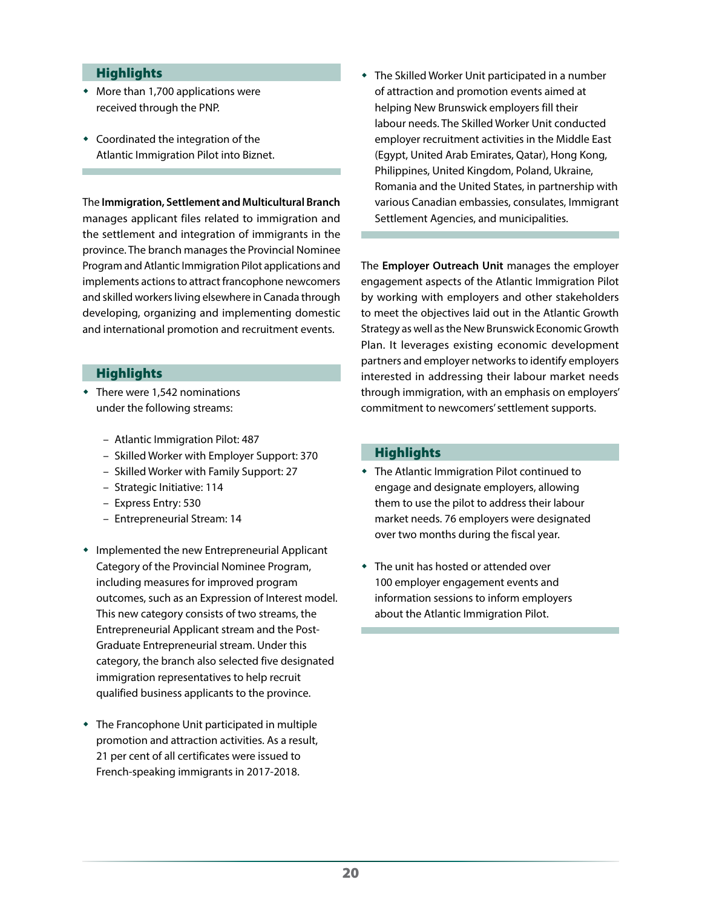### Highlights

- More than 1,700 applications were received through the PNP.
- Coordinated the integration of the Atlantic Immigration Pilot into Biznet.

The **Immigration, Settlement and Multicultural Branch** manages applicant files related to immigration and the settlement and integration of immigrants in the province. The branch manages the Provincial Nominee Program and Atlantic Immigration Pilot applications and implements actions to attract francophone newcomers and skilled workers living elsewhere in Canada through developing, organizing and implementing domestic and international promotion and recruitment events.

### Highlights

- There were 1,542 nominations under the following streams:
  - Atlantic Immigration Pilot: 487
  - Skilled Worker with Employer Support: 370
  - Skilled Worker with Family Support: 27
  - Strategic Initiative: 114
  - Express Entry: 530
  - Entrepreneurial Stream: 14
- Implemented the new Entrepreneurial Applicant Category of the Provincial Nominee Program, including measures for improved program outcomes, such as an Expression of Interest model. This new category consists of two streams, the Entrepreneurial Applicant stream and the Post-Graduate Entrepreneurial stream. Under this category, the branch also selected five designated immigration representatives to help recruit qualified business applicants to the province.
- The Francophone Unit participated in multiple promotion and attraction activities. As a result, 21 per cent of all certificates were issued to French-speaking immigrants in 2017-2018.
- The Skilled Worker Unit participated in a number of attraction and promotion events aimed at helping New Brunswick employers fill their labour needs. The Skilled Worker Unit conducted employer recruitment activities in the Middle East (Egypt, United Arab Emirates, Qatar), Hong Kong, Philippines, United Kingdom, Poland, Ukraine, Romania and the United States, in partnership with various Canadian embassies, consulates, Immigrant Settlement Agencies, and municipalities.

The **Employer Outreach Unit** manages the employer engagement aspects of the Atlantic Immigration Pilot by working with employers and other stakeholders to meet the objectives laid out in the Atlantic Growth Strategy as well as the New Brunswick Economic Growth Plan. It leverages existing economic development partners and employer networks to identify employers interested in addressing their labour market needs through immigration, with an emphasis on employers' commitment to newcomers' settlement supports.

### Highlights

- The Atlantic Immigration Pilot continued to engage and designate employers, allowing them to use the pilot to address their labour market needs. 76 employers were designated over two months during the fiscal year.
- The unit has hosted or attended over 100 employer engagement events and information sessions to inform employers about the Atlantic Immigration Pilot.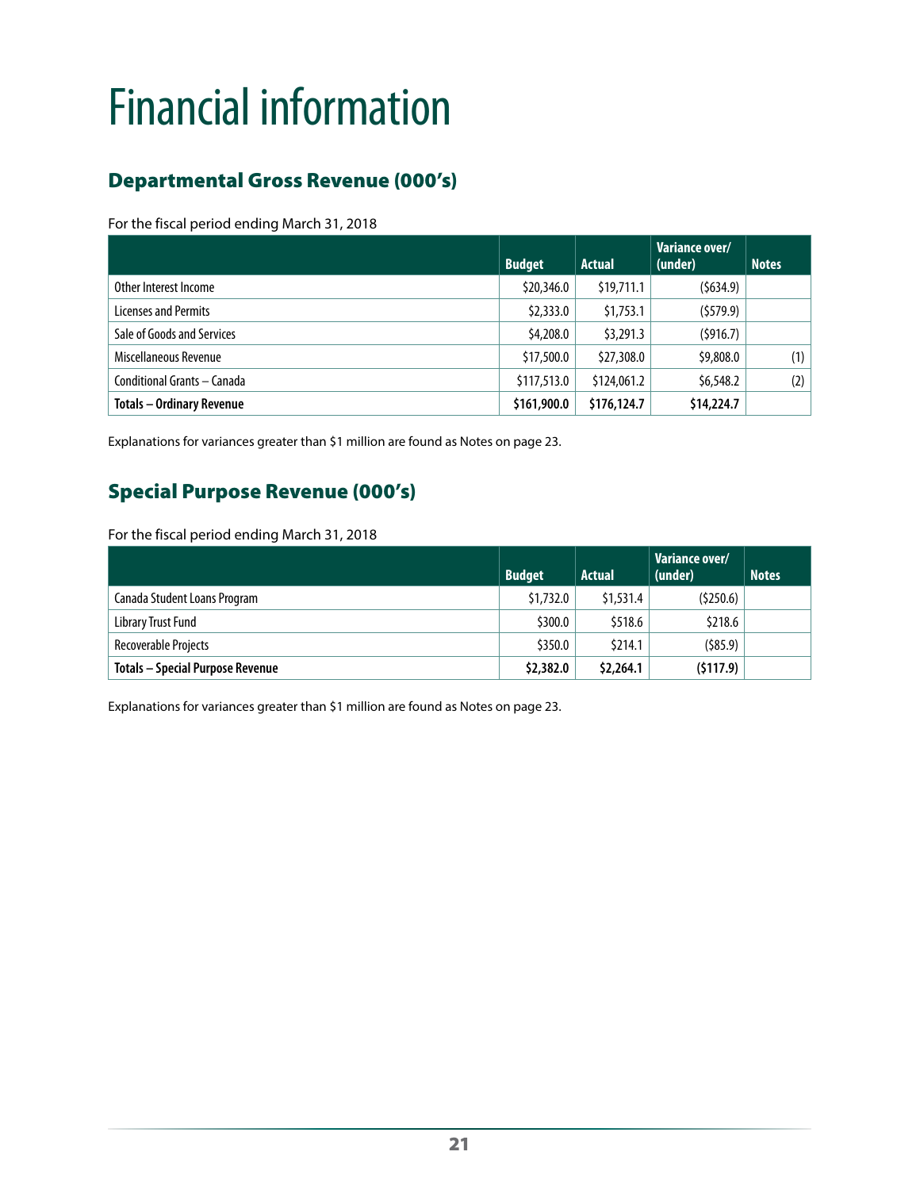# Financial information

## Departmental Gross Revenue (000's)

For the fiscal period ending March 31, 2018

| | Budget | Actual | Variance over/ (under) | Notes |
|---|---|---|---|---|
| Other Interest Income | $20,346.0 | $19,711.1 | ($634.9) | |
| Licenses and Permits | $2,333.0 | $1,753.1 | ($579.9) | |
| Sale of Goods and Services | $4,208.0 | $3,291.3 | ($916.7) | |
| Miscellaneous Revenue | $17,500.0 | $27,308.0 | $9,808.0 | (1) |
| Conditional Grants – Canada | $117,513.0 | $124,061.2 | $6,548.2 | (2) |
| **Totals – Ordinary Revenue** | **$161,900.0** | **$176,124.7** | **$14,224.7** | |

Explanations for variances greater than $1 million are found as Notes on page 23.

## Special Purpose Revenue (000's)

For the fiscal period ending March 31, 2018

| | Budget | Actual | Variance over/ (under) | Notes |
|---|---|---|---|---|
| Canada Student Loans Program | $1,732.0 | $1,531.4 | ($250.6) | |
| Library Trust Fund | $300.0 | $518.6 | $218.6 | |
| Recoverable Projects | $350.0 | $214.1 | ($85.9) | |
| **Totals – Special Purpose Revenue** | **$2,382.0** | **$2,264.1** | **($117.9)** | |

Explanations for variances greater than $1 million are found as Notes on page 23.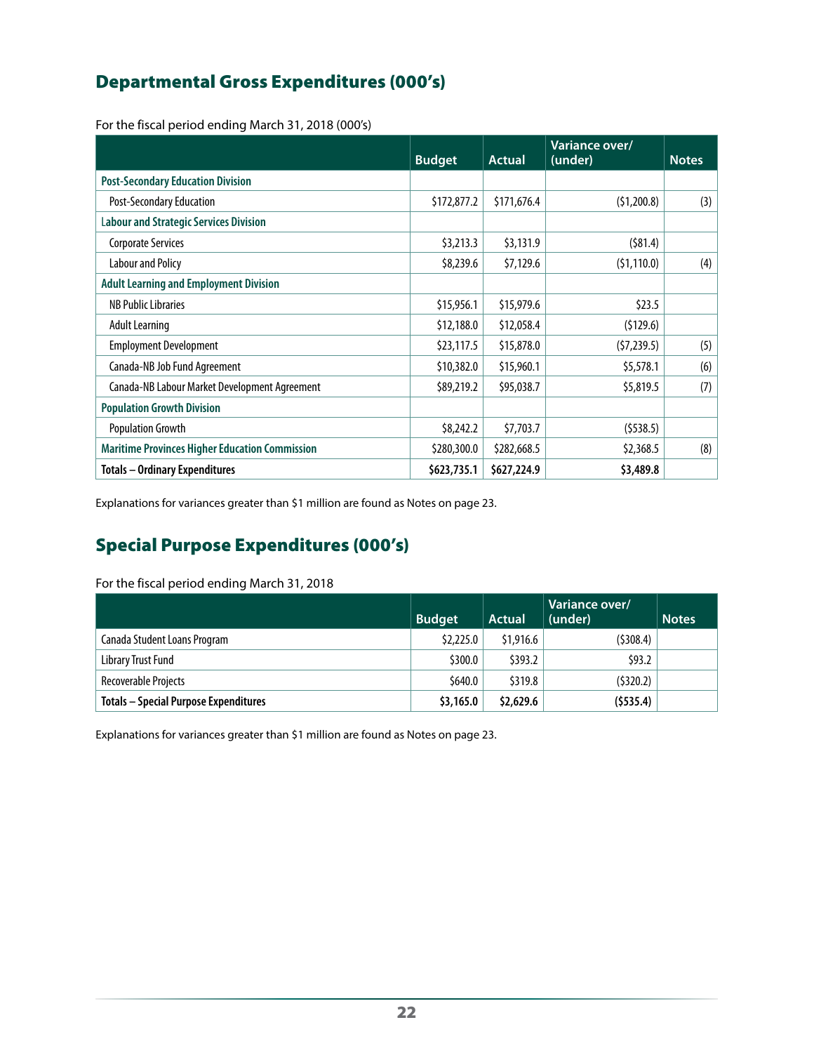## Departmental Gross Expenditures (000's)

For the fiscal period ending March 31, 2018 (000's)

| | Budget | Actual | Variance over/ (under) | Notes |
|---|---|---|---|---|
| **Post-Secondary Education Division** | | | | |
| Post-Secondary Education | $172,877.2 | $171,676.4 | ($1,200.8) | (3) |
| **Labour and Strategic Services Division** | | | | |
| Corporate Services | $3,213.3 | $3,131.9 | ($81.4) | |
| Labour and Policy | $8,239.6 | $7,129.6 | ($1,110.0) | (4) |
| **Adult Learning and Employment Division** | | | | |
| NB Public Libraries | $15,956.1 | $15,979.6 | $23.5 | |
| Adult Learning | $12,188.0 | $12,058.4 | ($129.6) | |
| Employment Development | $23,117.5 | $15,878.0 | ($7,239.5) | (5) |
| Canada-NB Job Fund Agreement | $10,382.0 | $15,960.1 | $5,578.1 | (6) |
| Canada-NB Labour Market Development Agreement | $89,219.2 | $95,038.7 | $5,819.5 | (7) |
| **Population Growth Division** | | | | |
| Population Growth | $8,242.2 | $7,703.7 | ($538.5) | |
| **Maritime Provinces Higher Education Commission** | $280,300.0 | $282,668.5 | $2,368.5 | (8) |
| **Totals – Ordinary Expenditures** | **$623,735.1** | **$627,224.9** | **$3,489.8** | |

Explanations for variances greater than $1 million are found as Notes on page 23.

## Special Purpose Expenditures (000's)

For the fiscal period ending March 31, 2018

| | Budget | Actual | Variance over/ (under) | Notes |
|---|---|---|---|---|
| Canada Student Loans Program | $2,225.0 | $1,916.6 | ($308.4) | |
| Library Trust Fund | $300.0 | $393.2 | $93.2 | |
| Recoverable Projects | $640.0 | $319.8 | ($320.2) | |
| **Totals – Special Purpose Expenditures** | **$3,165.0** | **$2,629.6** | **($535.4)** | |

Explanations for variances greater than $1 million are found as Notes on page 23.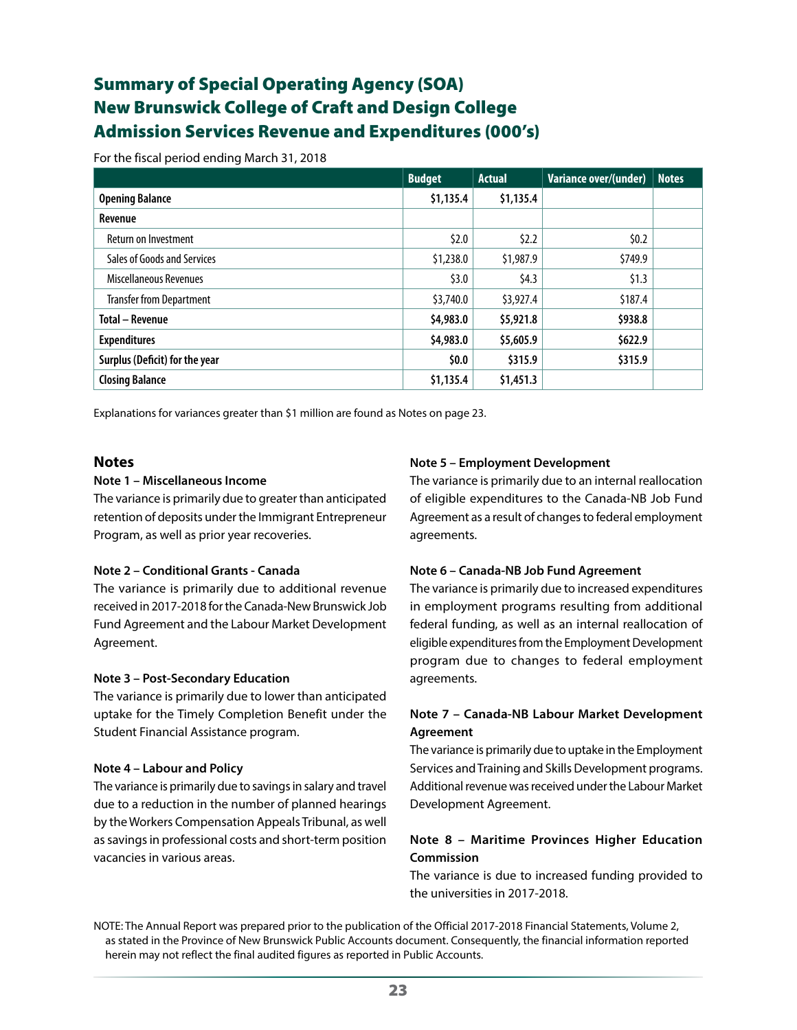## Summary of Special Operating Agency (SOA) New Brunswick College of Craft and Design College Admission Services Revenue and Expenditures (000's)

For the fiscal period ending March 31, 2018

| | Budget | Actual | Variance over/(under) | Notes |
|---|---|---|---|---|
| **Opening Balance** | **$1,135.4** | **$1,135.4** | | |
| **Revenue** | | | | |
| Return on Investment | $2.0 | $2.2 | $0.2 | |
| Sales of Goods and Services | $1,238.0 | $1,987.9 | $749.9 | |
| Miscellaneous Revenues | $3.0 | $4.3 | $1.3 | |
| Transfer from Department | $3,740.0 | $3,927.4 | $187.4 | |
| **Total – Revenue** | **$4,983.0** | **$5,921.8** | **$938.8** | |
| **Expenditures** | **$4,983.0** | **$5,605.9** | **$622.9** | |
| **Surplus (Deficit) for the year** | **$0.0** | **$315.9** | **$315.9** | |
| **Closing Balance** | **$1,135.4** | **$1,451.3** | | |

Explanations for variances greater than $1 million are found as Notes on page 23.

### Notes

**Note 1 – Miscellaneous Income**
The variance is primarily due to greater than anticipated retention of deposits under the Immigrant Entrepreneur Program, as well as prior year recoveries.

**Note 2 – Conditional Grants - Canada**
The variance is primarily due to additional revenue received in 2017-2018 for the Canada-New Brunswick Job Fund Agreement and the Labour Market Development Agreement.

**Note 3 – Post-Secondary Education**
The variance is primarily due to lower than anticipated uptake for the Timely Completion Benefit under the Student Financial Assistance program.

**Note 4 – Labour and Policy**
The variance is primarily due to savings in salary and travel due to a reduction in the number of planned hearings by the Workers Compensation Appeals Tribunal, as well as savings in professional costs and short-term position vacancies in various areas.

**Note 5 – Employment Development**
The variance is primarily due to an internal reallocation of eligible expenditures to the Canada-NB Job Fund Agreement as a result of changes to federal employment agreements.

**Note 6 – Canada-NB Job Fund Agreement**
The variance is primarily due to increased expenditures in employment programs resulting from additional federal funding, as well as an internal reallocation of eligible expenditures from the Employment Development program due to changes to federal employment agreements.

**Note 7 – Canada-NB Labour Market Development Agreement**
The variance is primarily due to uptake in the Employment Services and Training and Skills Development programs. Additional revenue was received under the Labour Market Development Agreement.

**Note 8 – Maritime Provinces Higher Education Commission**
The variance is due to increased funding provided to the universities in 2017-2018.

NOTE: The Annual Report was prepared prior to the publication of the Official 2017-2018 Financial Statements, Volume 2, as stated in the Province of New Brunswick Public Accounts document. Consequently, the financial information reported herein may not reflect the final audited figures as reported in Public Accounts.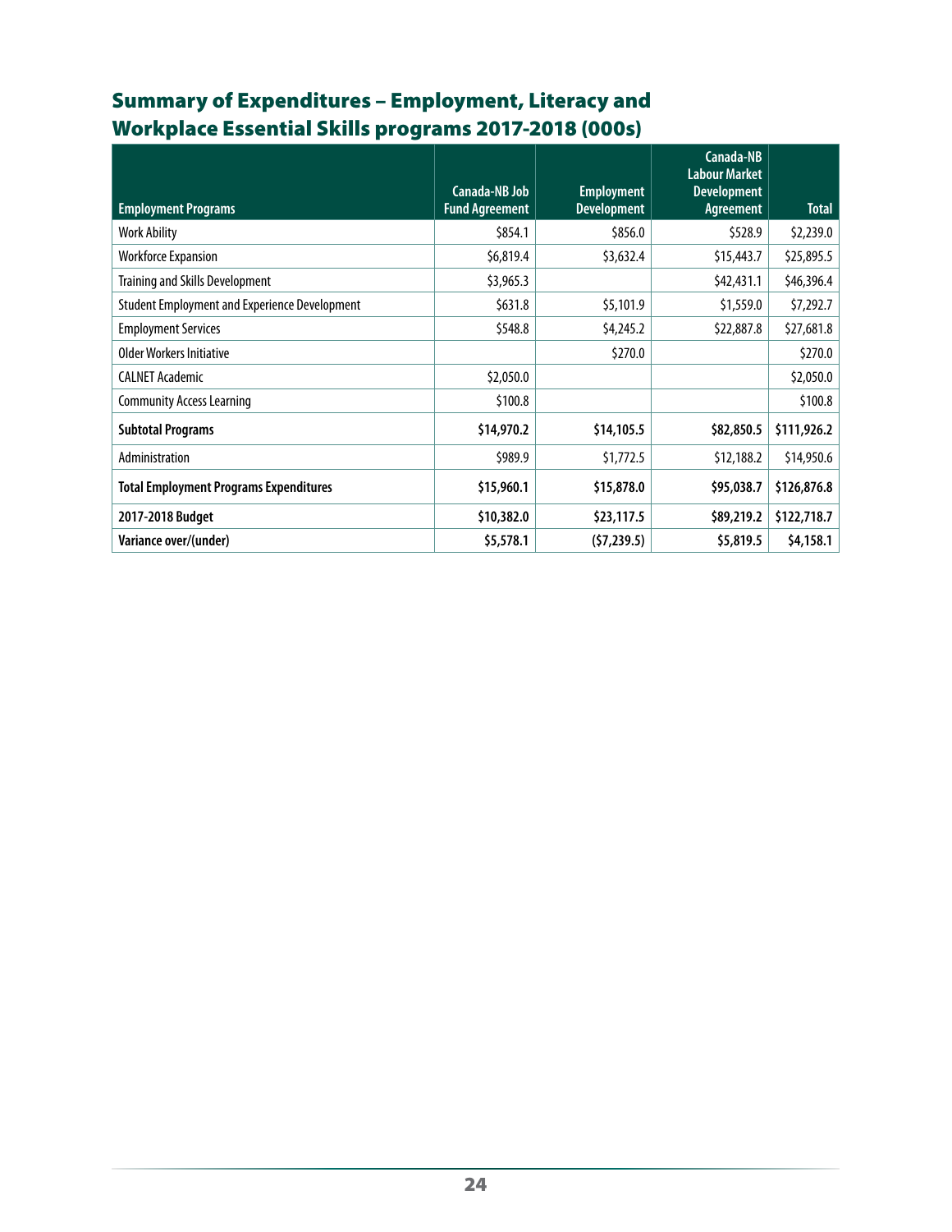## Summary of Expenditures – Employment, Literacy and Workplace Essential Skills programs 2017-2018 (000s)

| Employment Programs | Canada-NB Job Fund Agreement | Employment Development | Canada-NB Labour Market Development Agreement | Total |
|---|---|---|---|---|
| Work Ability | $854.1 | $856.0 | $528.9 | $2,239.0 |
| Workforce Expansion | $6,819.4 | $3,632.4 | $15,443.7 | $25,895.5 |
| Training and Skills Development | $3,965.3 | | $42,431.1 | $46,396.4 |
| Student Employment and Experience Development | $631.8 | $5,101.9 | $1,559.0 | $7,292.7 |
| Employment Services | $548.8 | $4,245.2 | $22,887.8 | $27,681.8 |
| Older Workers Initiative | | $270.0 | | $270.0 |
| CALNET Academic | $2,050.0 | | | $2,050.0 |
| Community Access Learning | $100.8 | | | $100.8 |
| **Subtotal Programs** | **$14,970.2** | **$14,105.5** | **$82,850.5** | **$111,926.2** |
| Administration | $989.9 | $1,772.5 | $12,188.2 | $14,950.6 |
| **Total Employment Programs Expenditures** | **$15,960.1** | **$15,878.0** | **$95,038.7** | **$126,876.8** |
| **2017-2018 Budget** | **$10,382.0** | **$23,117.5** | **$89,219.2** | **$122,718.7** |
| **Variance over/(under)** | **$5,578.1** | **($7,239.5)** | **$5,819.5** | **$4,158.1** |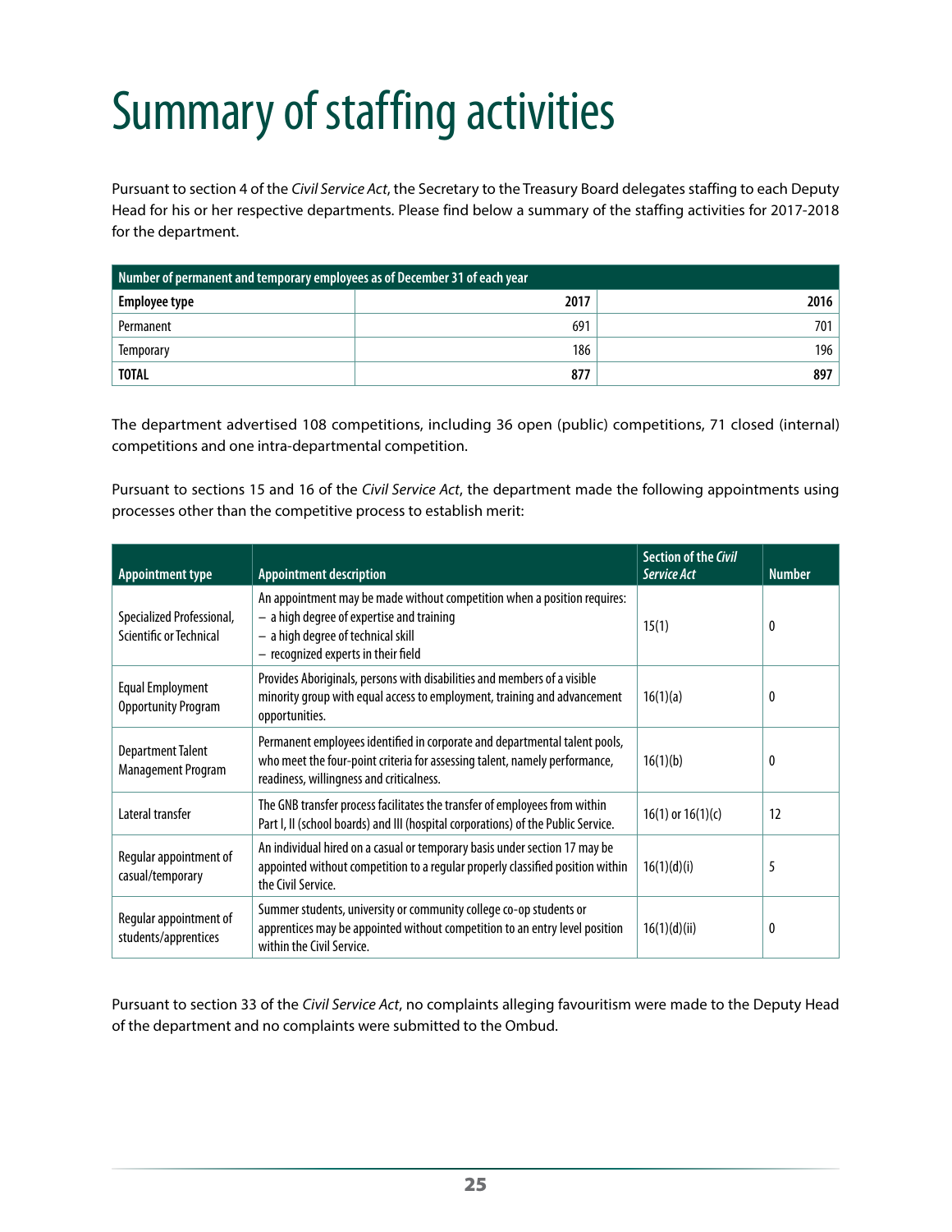# Summary of staffing activities

Pursuant to section 4 of the *Civil Service Act*, the Secretary to the Treasury Board delegates staffing to each Deputy Head for his or her respective departments. Please find below a summary of the staffing activities for 2017-2018 for the department.

| Number of permanent and temporary employees as of December 31 of each year | | |
|---|---|---|
| **Employee type** | **2017** | **2016** |
| Permanent | 691 | 701 |
| Temporary | 186 | 196 |
| **TOTAL** | **877** | **897** |

The department advertised 108 competitions, including 36 open (public) competitions, 71 closed (internal) competitions and one intra-departmental competition.

Pursuant to sections 15 and 16 of the *Civil Service Act*, the department made the following appointments using processes other than the competitive process to establish merit:

| Appointment type | Appointment description | Section of the *Civil Service Act* | Number |
|---|---|---|---|
| Specialized Professional, Scientific or Technical | An appointment may be made without competition when a position requires: – a high degree of expertise and training – a high degree of technical skill – recognized experts in their field | 15(1) | 0 |
| Equal Employment Opportunity Program | Provides Aboriginals, persons with disabilities and members of a visible minority group with equal access to employment, training and advancement opportunities. | 16(1)(a) | 0 |
| Department Talent Management Program | Permanent employees identified in corporate and departmental talent pools, who meet the four-point criteria for assessing talent, namely performance, readiness, willingness and criticalness. | 16(1)(b) | 0 |
| Lateral transfer | The GNB transfer process facilitates the transfer of employees from within Part I, II (school boards) and III (hospital corporations) of the Public Service. | 16(1) or 16(1)(c) | 12 |
| Regular appointment of casual/temporary | An individual hired on a casual or temporary basis under section 17 may be appointed without competition to a regular properly classified position within the Civil Service. | 16(1)(d)(i) | 5 |
| Regular appointment of students/apprentices | Summer students, university or community college co-op students or apprentices may be appointed without competition to an entry level position within the Civil Service. | 16(1)(d)(ii) | 0 |

Pursuant to section 33 of the *Civil Service Act*, no complaints alleging favouritism were made to the Deputy Head of the department and no complaints were submitted to the Ombud.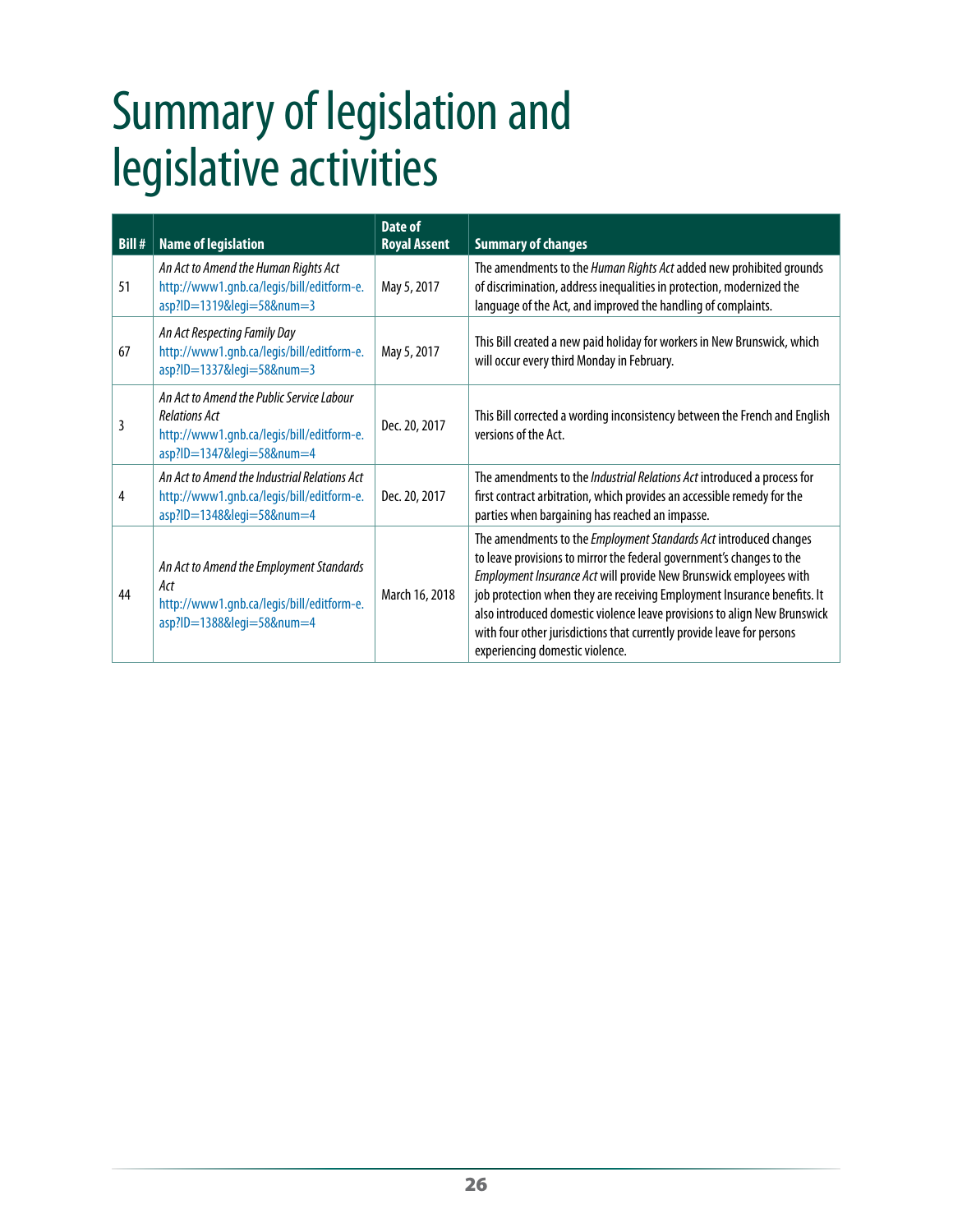# Summary of legislation and legislative activities

| Bill # | Name of legislation | Date of Royal Assent | Summary of changes |
|---|---|---|---|
| 51 | *An Act to Amend the Human Rights Act* http://www1.gnb.ca/legis/bill/editform-e.asp?ID=1319&legi=58&num=3 | May 5, 2017 | The amendments to the *Human Rights Act* added new prohibited grounds of discrimination, address inequalities in protection, modernized the language of the Act, and improved the handling of complaints. |
| 67 | *An Act Respecting Family Day* http://www1.gnb.ca/legis/bill/editform-e.asp?ID=1337&legi=58&num=3 | May 5, 2017 | This Bill created a new paid holiday for workers in New Brunswick, which will occur every third Monday in February. |
| 3 | *An Act to Amend the Public Service Labour Relations Act* http://www1.gnb.ca/legis/bill/editform-e.asp?ID=1347&legi=58&num=4 | Dec. 20, 2017 | This Bill corrected a wording inconsistency between the French and English versions of the Act. |
| 4 | *An Act to Amend the Industrial Relations Act* http://www1.gnb.ca/legis/bill/editform-e.asp?ID=1348&legi=58&num=4 | Dec. 20, 2017 | The amendments to the *Industrial Relations Act* introduced a process for first contract arbitration, which provides an accessible remedy for the parties when bargaining has reached an impasse. |
| 44 | *An Act to Amend the Employment Standards Act* http://www1.gnb.ca/legis/bill/editform-e.asp?ID=1388&legi=58&num=4 | March 16, 2018 | The amendments to the *Employment Standards Act* introduced changes to leave provisions to mirror the federal government's changes to the *Employment Insurance Act* will provide New Brunswick employees with job protection when they are receiving Employment Insurance benefits. It also introduced domestic violence leave provisions to align New Brunswick with four other jurisdictions that currently provide leave for persons experiencing domestic violence. |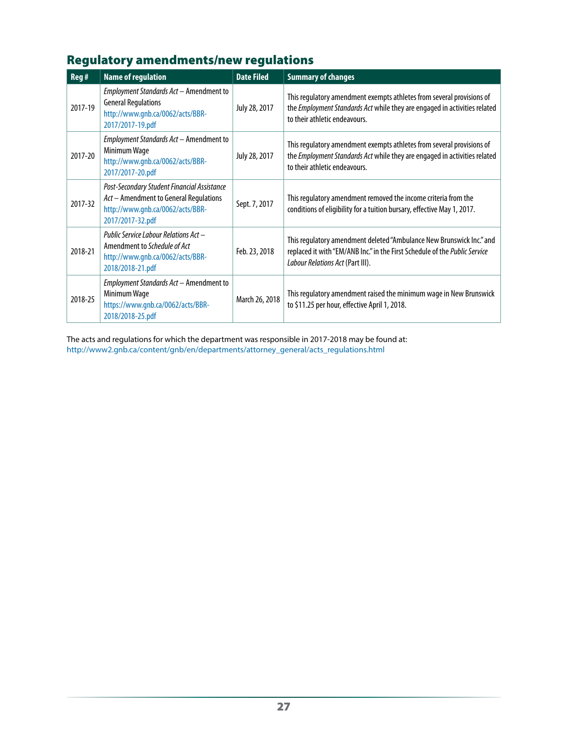## Regulatory amendments/new regulations

| Reg # | Name of regulation | Date Filed | Summary of changes |
|---|---|---|---|
| 2017-19 | *Employment Standards Act* – Amendment to General Regulations http://www.gnb.ca/0062/acts/BBR-2017/2017-19.pdf | July 28, 2017 | This regulatory amendment exempts athletes from several provisions of the *Employment Standards Act* while they are engaged in activities related to their athletic endeavours. |
| 2017-20 | *Employment Standards Act* – Amendment to Minimum Wage http://www.gnb.ca/0062/acts/BBR-2017/2017-20.pdf | July 28, 2017 | This regulatory amendment exempts athletes from several provisions of the *Employment Standards Act* while they are engaged in activities related to their athletic endeavours. |
| 2017-32 | *Post-Secondary Student Financial Assistance Act* – Amendment to General Regulations http://www.gnb.ca/0062/acts/BBR-2017/2017-32.pdf | Sept. 7, 2017 | This regulatory amendment removed the income criteria from the conditions of eligibility for a tuition bursary, effective May 1, 2017. |
| 2018-21 | *Public Service Labour Relations Act* – Amendment to *Schedule of Act* http://www.gnb.ca/0062/acts/BBR-2018/2018-21.pdf | Feb. 23, 2018 | This regulatory amendment deleted "Ambulance New Brunswick Inc." and replaced it with "EM/ANB Inc." in the First Schedule of the *Public Service Labour Relations Act* (Part III). |
| 2018-25 | *Employment Standards Act* – Amendment to Minimum Wage https://www.gnb.ca/0062/acts/BBR-2018/2018-25.pdf | March 26, 2018 | This regulatory amendment raised the minimum wage in New Brunswick to $11.25 per hour, effective April 1, 2018. |

The acts and regulations for which the department was responsible in 2017-2018 may be found at:
http://www2.gnb.ca/content/gnb/en/departments/attorney_general/acts_regulations.html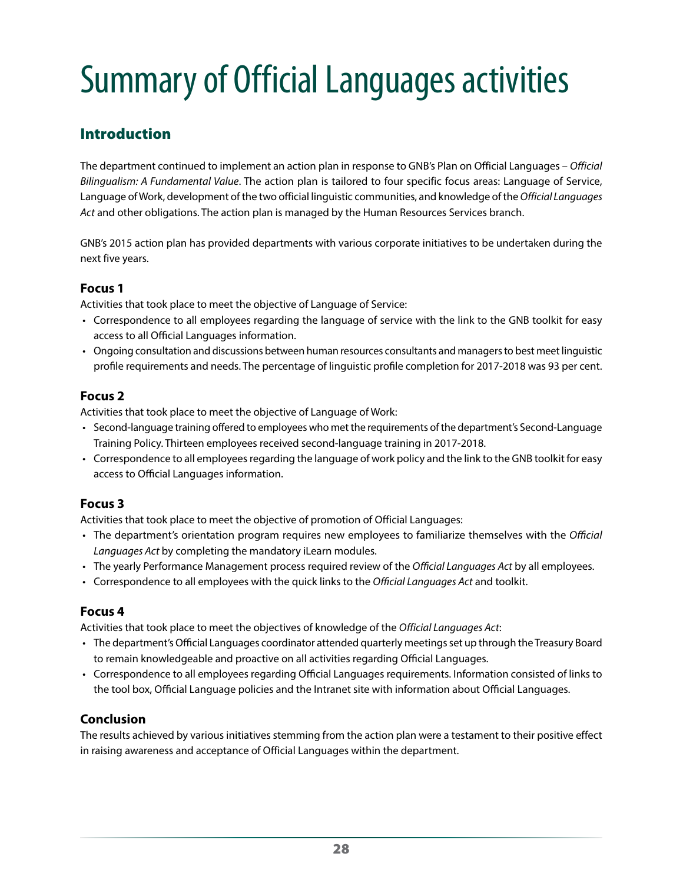# Summary of Official Languages activities

## Introduction

The department continued to implement an action plan in response to GNB's Plan on Official Languages – *Official Bilingualism: A Fundamental Value*. The action plan is tailored to four specific focus areas: Language of Service, Language of Work, development of the two official linguistic communities, and knowledge of the *Official Languages Act* and other obligations. The action plan is managed by the Human Resources Services branch.

GNB's 2015 action plan has provided departments with various corporate initiatives to be undertaken during the next five years.

### Focus 1

Activities that took place to meet the objective of Language of Service:

- Correspondence to all employees regarding the language of service with the link to the GNB toolkit for easy access to all Official Languages information.
- Ongoing consultation and discussions between human resources consultants and managers to best meet linguistic profile requirements and needs. The percentage of linguistic profile completion for 2017-2018 was 93 per cent.

### Focus 2

Activities that took place to meet the objective of Language of Work:

- Second-language training offered to employees who met the requirements of the department's Second-Language Training Policy. Thirteen employees received second-language training in 2017-2018.
- Correspondence to all employees regarding the language of work policy and the link to the GNB toolkit for easy access to Official Languages information.

### Focus 3

Activities that took place to meet the objective of promotion of Official Languages:

- The department's orientation program requires new employees to familiarize themselves with the *Official Languages Act* by completing the mandatory iLearn modules.
- The yearly Performance Management process required review of the *Official Languages Act* by all employees.
- Correspondence to all employees with the quick links to the *Official Languages Act* and toolkit.

### Focus 4

Activities that took place to meet the objectives of knowledge of the *Official Languages Act*:

- The department's Official Languages coordinator attended quarterly meetings set up through the Treasury Board to remain knowledgeable and proactive on all activities regarding Official Languages.
- Correspondence to all employees regarding Official Languages requirements. Information consisted of links to the tool box, Official Language policies and the Intranet site with information about Official Languages.

### Conclusion

The results achieved by various initiatives stemming from the action plan were a testament to their positive effect in raising awareness and acceptance of Official Languages within the department.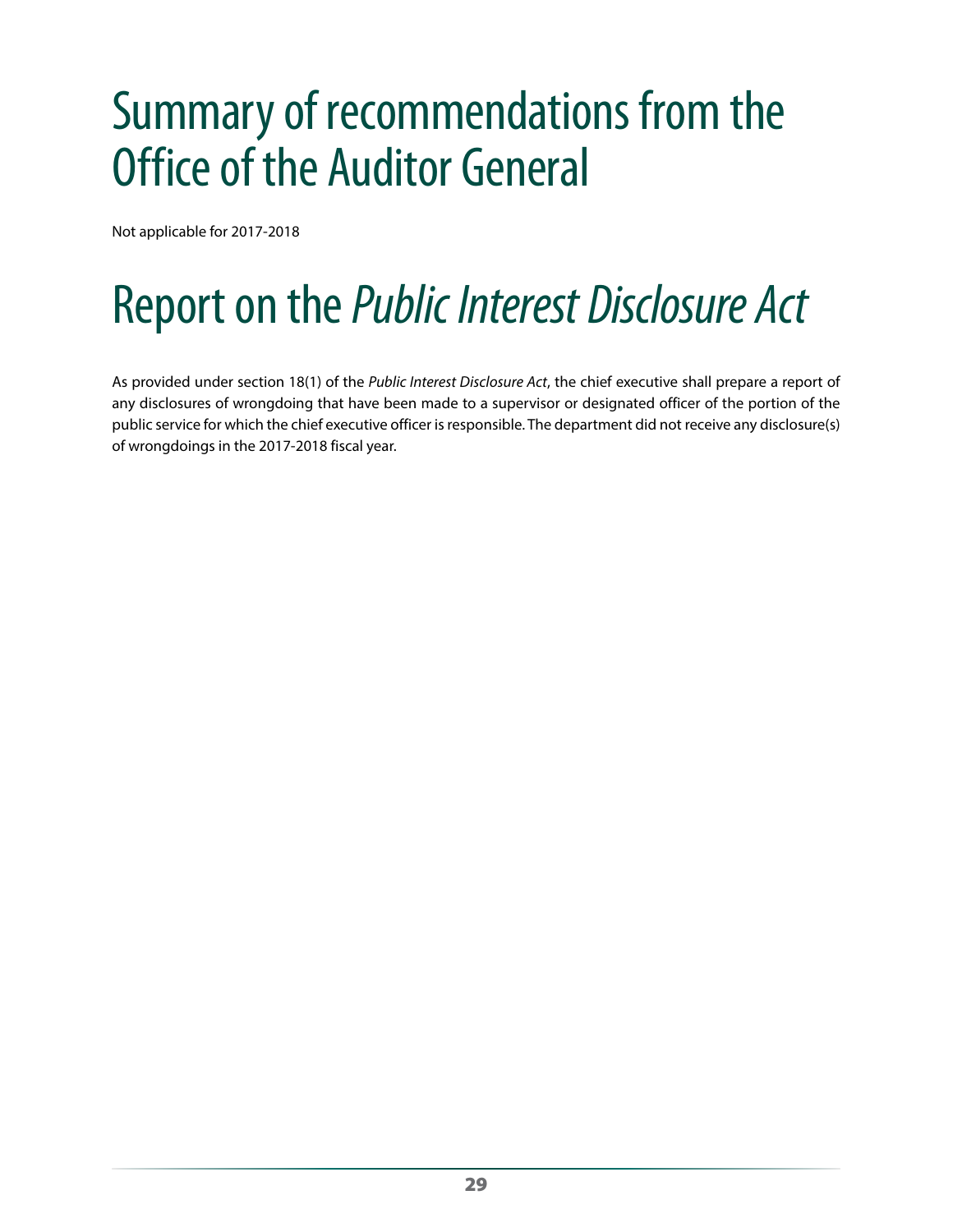# Summary of recommendations from the Office of the Auditor General

Not applicable for 2017-2018

# Report on the *Public Interest Disclosure Act*

As provided under section 18(1) of the *Public Interest Disclosure Act*, the chief executive shall prepare a report of any disclosures of wrongdoing that have been made to a supervisor or designated officer of the portion of the public service for which the chief executive officer is responsible. The department did not receive any disclosure(s) of wrongdoings in the 2017-2018 fiscal year.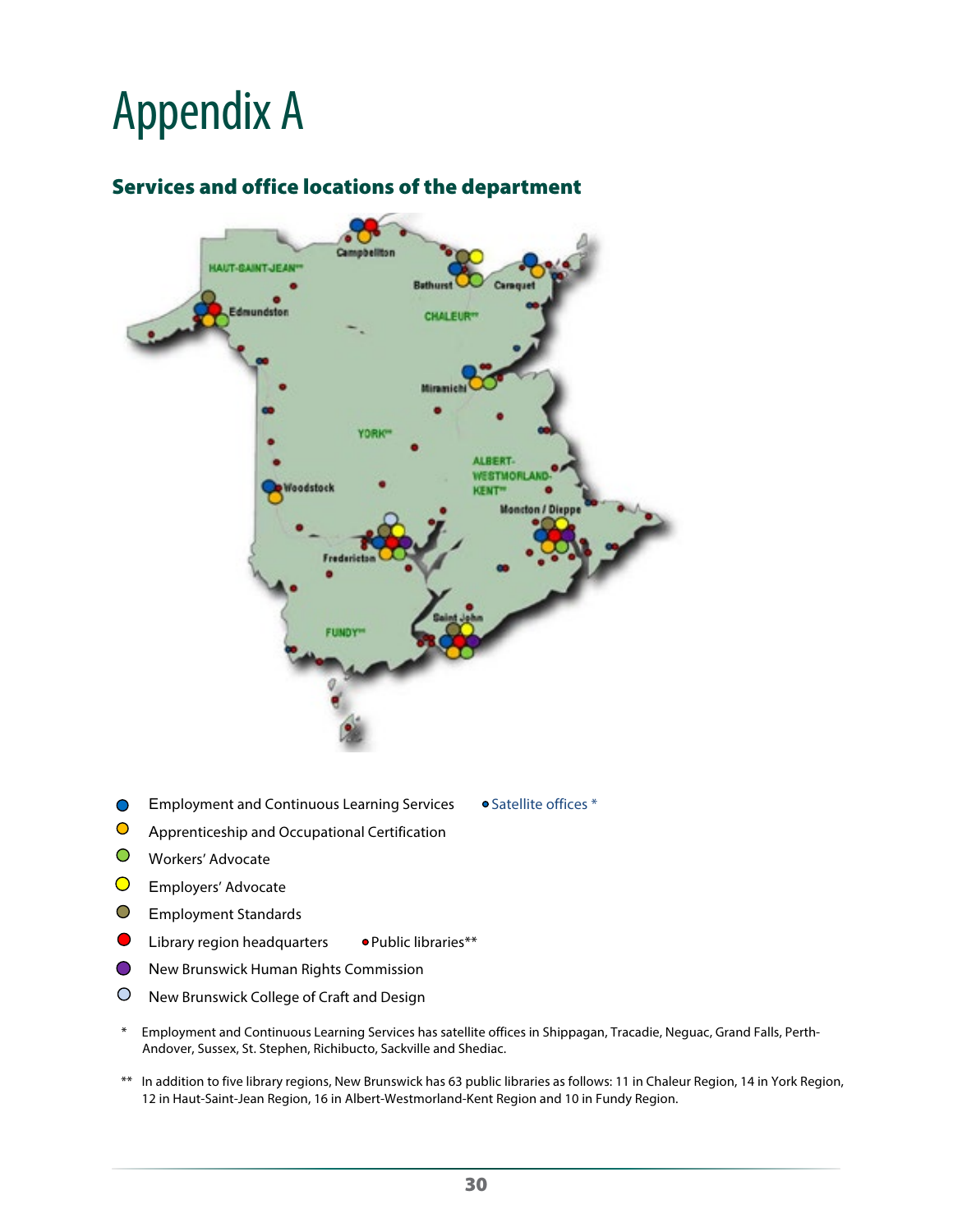# Appendix A

## Services and office locations of the department

HAUT-SAINT-JEAN**
Campbellton
Bathurst
Caraquet
Edmundston
CHALEUR**
Miramichi
YORK**
ALBERT-WESTMORLAND-KENT**
Woodstock
Moncton / Dieppe
Fredericton
Saint John
FUNDY**

- Employment and Continuous Learning Services — Satellite offices *
- Apprenticeship and Occupational Certification
- Workers' Advocate
- Employers' Advocate
- Employment Standards
- Library region headquarters — Public libraries**
- New Brunswick Human Rights Commission
- New Brunswick College of Craft and Design

\* Employment and Continuous Learning Services has satellite offices in Shippagan, Tracadie, Neguac, Grand Falls, Perth-Andover, Sussex, St. Stephen, Richibucto, Sackville and Shediac.

** In addition to five library regions, New Brunswick has 63 public libraries as follows: 11 in Chaleur Region, 14 in York Region, 12 in Haut-Saint-Jean Region, 16 in Albert-Westmorland-Kent Region and 10 in Fundy Region.